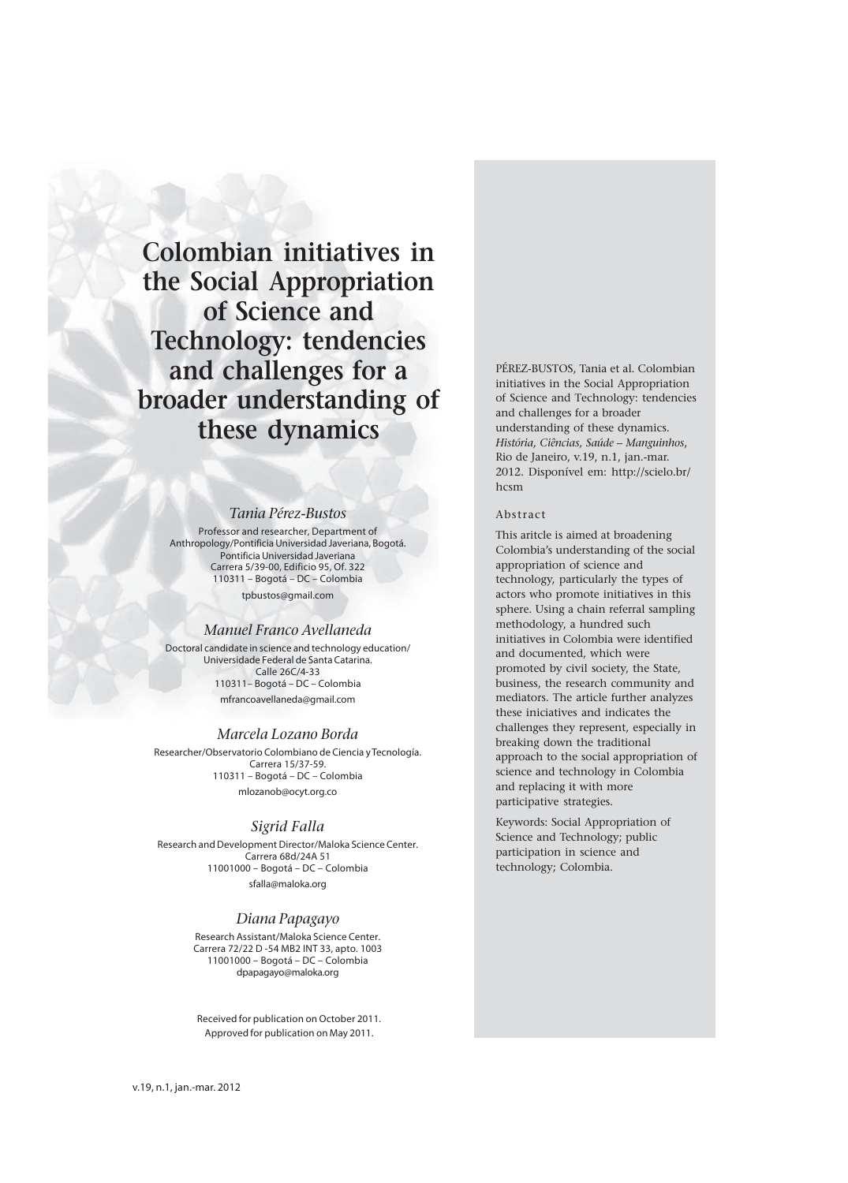# Colombian initiatives in the Social Appropriation of Science and Technology: tendencies and challenges for a broader understanding of these dynamics

*Tania Pérez-Bustos*

Professor and researcher, Department of Anthropology/Pontificia Universidad Javeriana, Bogotá.
Pontificia Universidad Javeriana
Carrera 5/39-00, Edificio 95, Of. 322
110311 – Bogotá – DC – Colombia
tpbustos@gmail.com

*Manuel Franco Avellaneda*

Doctoral candidate in science and technology education/ Universidade Federal de Santa Catarina.
Calle 26C/4-33
110311– Bogotá – DC – Colombia
mfrancoavellaneda@gmail.com

*Marcela Lozano Borda*

Researcher/Observatorio Colombiano de Ciencia y Tecnología.
Carrera 15/37-59.
110311 – Bogotá – DC – Colombia
mlozanob@ocyt.org.co

*Sigrid Falla*

Research and Development Director/Maloka Science Center.
Carrera 68d/24A 51
11001000 – Bogotá – DC – Colombia
sfalla@maloka.org

*Diana Papagayo*

Research Assistant/Maloka Science Center.
Carrera 72/22 D -54 MB2 INT 33, apto. 1003
11001000 – Bogotá – DC – Colombia
dpapagayo@maloka.org

Received for publication on October 2011.
Approved for publication on May 2011.

PÉREZ-BUSTOS, Tania et al. Colombian initiatives in the Social Appropriation of Science and Technology: tendencies and challenges for a broader understanding of these dynamics. *História, Ciências, Saúde – Manguinhos*, Rio de Janeiro, v.19, n.1, jan.-mar. 2012. Disponível em: http://scielo.br/hcsm

## Abstract

This aritcle is aimed at broadening Colombia's understanding of the social appropriation of science and technology, particularly the types of actors who promote initiatives in this sphere. Using a chain referral sampling methodology, a hundred such initiatives in Colombia were identified and documented, which were promoted by civil society, the State, business, the research community and mediators. The article further analyzes these iniciatives and indicates the challenges they represent, especially in breaking down the traditional approach to the social appropriation of science and technology in Colombia and replacing it with more participative strategies.

Keywords: Social Appropriation of Science and Technology; public participation in science and technology; Colombia.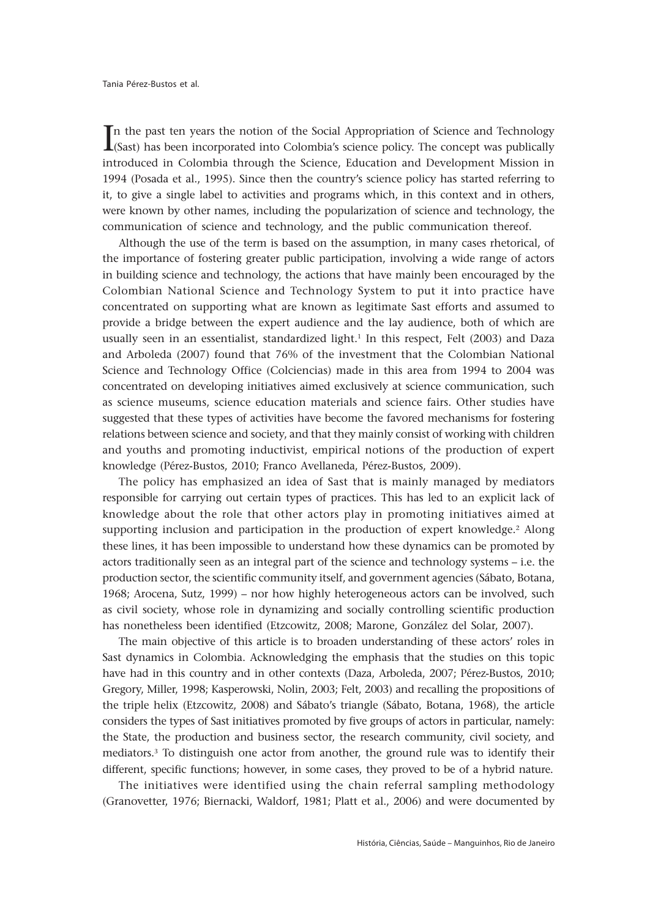In the past ten years the notion of the Social Appropriation of Science and Technology (Sast) has been incorporated into Colombia's science policy. The concept was publically introduced in Colombia through the Science, Education and Development Mission in 1994 (Posada et al., 1995). Since then the country's science policy has started referring to it, to give a single label to activities and programs which, in this context and in others, were known by other names, including the popularization of science and technology, the communication of science and technology, and the public communication thereof.

Although the use of the term is based on the assumption, in many cases rhetorical, of the importance of fostering greater public participation, involving a wide range of actors in building science and technology, the actions that have mainly been encouraged by the Colombian National Science and Technology System to put it into practice have concentrated on supporting what are known as legitimate Sast efforts and assumed to provide a bridge between the expert audience and the lay audience, both of which are usually seen in an essentialist, standardized light.[1] In this respect, Felt (2003) and Daza and Arboleda (2007) found that 76% of the investment that the Colombian National Science and Technology Office (Colciencias) made in this area from 1994 to 2004 was concentrated on developing initiatives aimed exclusively at science communication, such as science museums, science education materials and science fairs. Other studies have suggested that these types of activities have become the favored mechanisms for fostering relations between science and society, and that they mainly consist of working with children and youths and promoting inductivist, empirical notions of the production of expert knowledge (Pérez-Bustos, 2010; Franco Avellaneda, Pérez-Bustos, 2009).

The policy has emphasized an idea of Sast that is mainly managed by mediators responsible for carrying out certain types of practices. This has led to an explicit lack of knowledge about the role that other actors play in promoting initiatives aimed at supporting inclusion and participation in the production of expert knowledge.[2] Along these lines, it has been impossible to understand how these dynamics can be promoted by actors traditionally seen as an integral part of the science and technology systems – i.e. the production sector, the scientific community itself, and government agencies (Sábato, Botana, 1968; Arocena, Sutz, 1999) – nor how highly heterogeneous actors can be involved, such as civil society, whose role in dynamizing and socially controlling scientific production has nonetheless been identified (Etzcowitz, 2008; Marone, González del Solar, 2007).

The main objective of this article is to broaden understanding of these actors' roles in Sast dynamics in Colombia. Acknowledging the emphasis that the studies on this topic have had in this country and in other contexts (Daza, Arboleda, 2007; Pérez-Bustos, 2010; Gregory, Miller, 1998; Kasperowski, Nolin, 2003; Felt, 2003) and recalling the propositions of the triple helix (Etzcowitz, 2008) and Sábato's triangle (Sábato, Botana, 1968), the article considers the types of Sast initiatives promoted by five groups of actors in particular, namely: the State, the production and business sector, the research community, civil society, and mediators.[3] To distinguish one actor from another, the ground rule was to identify their different, specific functions; however, in some cases, they proved to be of a hybrid nature.

The initiatives were identified using the chain referral sampling methodology (Granovetter, 1976; Biernacki, Waldorf, 1981; Platt et al., 2006) and were documented by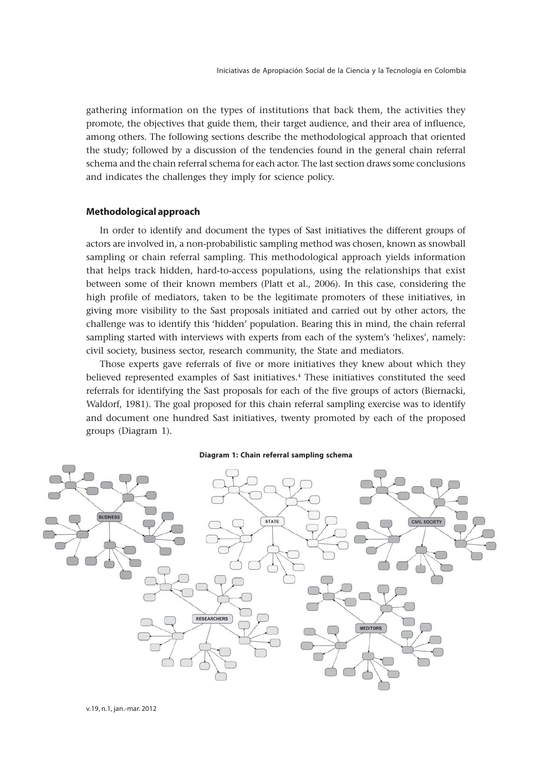gathering information on the types of institutions that back them, the activities they promote, the objectives that guide them, their target audience, and their area of influence, among others. The following sections describe the methodological approach that oriented the study; followed by a discussion of the tendencies found in the general chain referral schema and the chain referral schema for each actor. The last section draws some conclusions and indicates the challenges they imply for science policy.

## Methodological approach

In order to identify and document the types of Sast initiatives the different groups of actors are involved in, a non-probabilistic sampling method was chosen, known as snowball sampling or chain referral sampling. This methodological approach yields information that helps track hidden, hard-to-access populations, using the relationships that exist between some of their known members (Platt et al., 2006). In this case, considering the high profile of mediators, taken to be the legitimate promoters of these initiatives, in giving more visibility to the Sast proposals initiated and carried out by other actors, the challenge was to identify this 'hidden' population. Bearing this in mind, the chain referral sampling started with interviews with experts from each of the system's 'helixes', namely: civil society, business sector, research community, the State and mediators.

Those experts gave referrals of five or more initiatives they knew about which they believed represented examples of Sast initiatives.[4] These initiatives constituted the seed referrals for identifying the Sast proposals for each of the five groups of actors (Biernacki, Waldorf, 1981). The goal proposed for this chain referral sampling exercise was to identify and document one hundred Sast initiatives, twenty promoted by each of the proposed groups (Diagram 1).

**Diagram 1: Chain referral sampling schema**

BUSINESS — STATE — CIVIL SOCIETY — RESEARCHERS — MEDITORS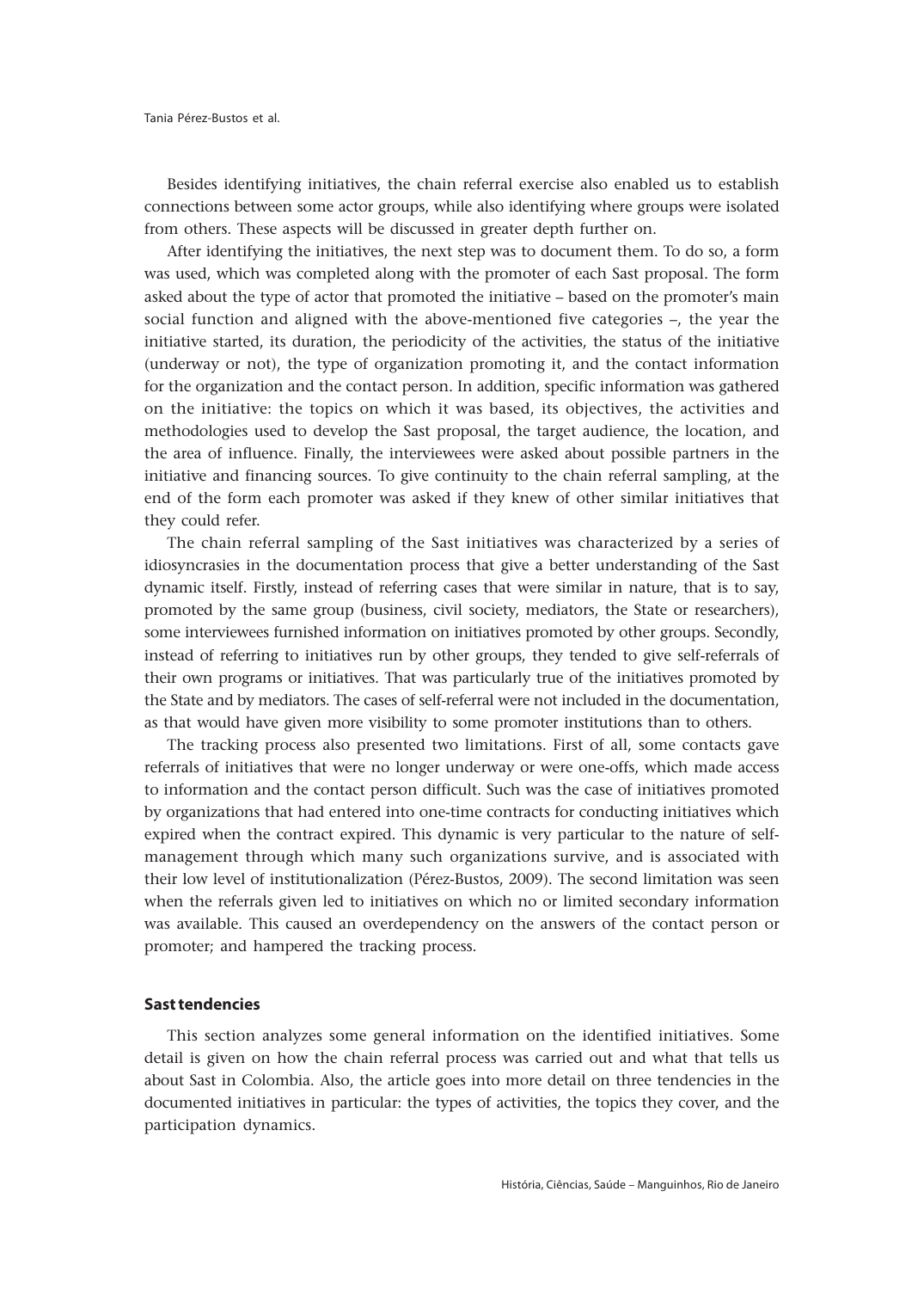Besides identifying initiatives, the chain referral exercise also enabled us to establish connections between some actor groups, while also identifying where groups were isolated from others. These aspects will be discussed in greater depth further on.

After identifying the initiatives, the next step was to document them. To do so, a form was used, which was completed along with the promoter of each Sast proposal. The form asked about the type of actor that promoted the initiative – based on the promoter's main social function and aligned with the above-mentioned five categories –, the year the initiative started, its duration, the periodicity of the activities, the status of the initiative (underway or not), the type of organization promoting it, and the contact information for the organization and the contact person. In addition, specific information was gathered on the initiative: the topics on which it was based, its objectives, the activities and methodologies used to develop the Sast proposal, the target audience, the location, and the area of influence. Finally, the interviewees were asked about possible partners in the initiative and financing sources. To give continuity to the chain referral sampling, at the end of the form each promoter was asked if they knew of other similar initiatives that they could refer.

The chain referral sampling of the Sast initiatives was characterized by a series of idiosyncrasies in the documentation process that give a better understanding of the Sast dynamic itself. Firstly, instead of referring cases that were similar in nature, that is to say, promoted by the same group (business, civil society, mediators, the State or researchers), some interviewees furnished information on initiatives promoted by other groups. Secondly, instead of referring to initiatives run by other groups, they tended to give self-referrals of their own programs or initiatives. That was particularly true of the initiatives promoted by the State and by mediators. The cases of self-referral were not included in the documentation, as that would have given more visibility to some promoter institutions than to others.

The tracking process also presented two limitations. First of all, some contacts gave referrals of initiatives that were no longer underway or were one-offs, which made access to information and the contact person difficult. Such was the case of initiatives promoted by organizations that had entered into one-time contracts for conducting initiatives which expired when the contract expired. This dynamic is very particular to the nature of self-management through which many such organizations survive, and is associated with their low level of institutionalization (Pérez-Bustos, 2009). The second limitation was seen when the referrals given led to initiatives on which no or limited secondary information was available. This caused an overdependency on the answers of the contact person or promoter; and hampered the tracking process.

## Sast tendencies

This section analyzes some general information on the identified initiatives. Some detail is given on how the chain referral process was carried out and what that tells us about Sast in Colombia. Also, the article goes into more detail on three tendencies in the documented initiatives in particular: the types of activities, the topics they cover, and the participation dynamics.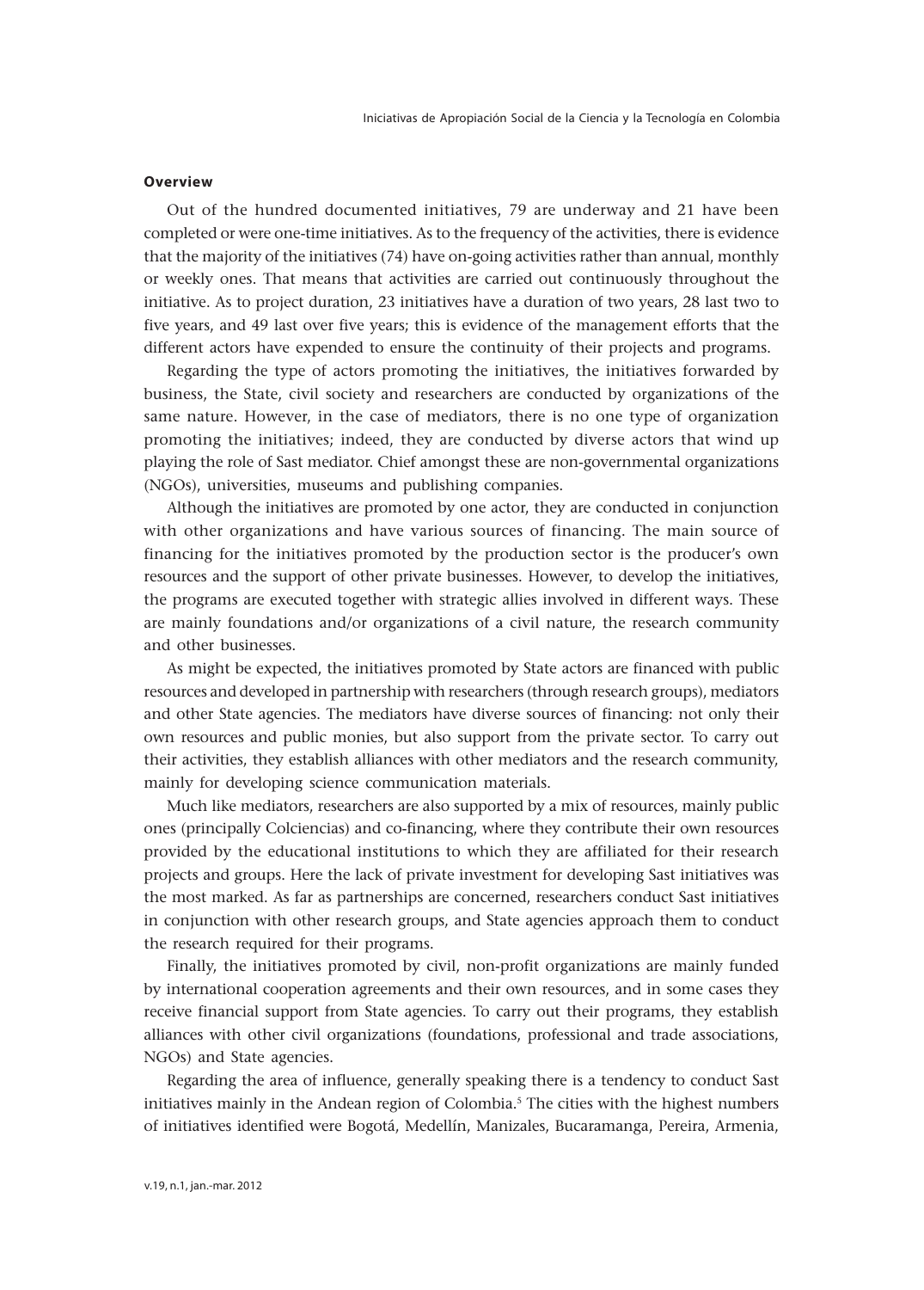### Overview

Out of the hundred documented initiatives, 79 are underway and 21 have been completed or were one-time initiatives. As to the frequency of the activities, there is evidence that the majority of the initiatives (74) have on-going activities rather than annual, monthly or weekly ones. That means that activities are carried out continuously throughout the initiative. As to project duration, 23 initiatives have a duration of two years, 28 last two to five years, and 49 last over five years; this is evidence of the management efforts that the different actors have expended to ensure the continuity of their projects and programs.

Regarding the type of actors promoting the initiatives, the initiatives forwarded by business, the State, civil society and researchers are conducted by organizations of the same nature. However, in the case of mediators, there is no one type of organization promoting the initiatives; indeed, they are conducted by diverse actors that wind up playing the role of Sast mediator. Chief amongst these are non-governmental organizations (NGOs), universities, museums and publishing companies.

Although the initiatives are promoted by one actor, they are conducted in conjunction with other organizations and have various sources of financing. The main source of financing for the initiatives promoted by the production sector is the producer's own resources and the support of other private businesses. However, to develop the initiatives, the programs are executed together with strategic allies involved in different ways. These are mainly foundations and/or organizations of a civil nature, the research community and other businesses.

As might be expected, the initiatives promoted by State actors are financed with public resources and developed in partnership with researchers (through research groups), mediators and other State agencies. The mediators have diverse sources of financing: not only their own resources and public monies, but also support from the private sector. To carry out their activities, they establish alliances with other mediators and the research community, mainly for developing science communication materials.

Much like mediators, researchers are also supported by a mix of resources, mainly public ones (principally Colciencias) and co-financing, where they contribute their own resources provided by the educational institutions to which they are affiliated for their research projects and groups. Here the lack of private investment for developing Sast initiatives was the most marked. As far as partnerships are concerned, researchers conduct Sast initiatives in conjunction with other research groups, and State agencies approach them to conduct the research required for their programs.

Finally, the initiatives promoted by civil, non-profit organizations are mainly funded by international cooperation agreements and their own resources, and in some cases they receive financial support from State agencies. To carry out their programs, they establish alliances with other civil organizations (foundations, professional and trade associations, NGOs) and State agencies.

Regarding the area of influence, generally speaking there is a tendency to conduct Sast initiatives mainly in the Andean region of Colombia.[5] The cities with the highest numbers of initiatives identified were Bogotá, Medellín, Manizales, Bucaramanga, Pereira, Armenia,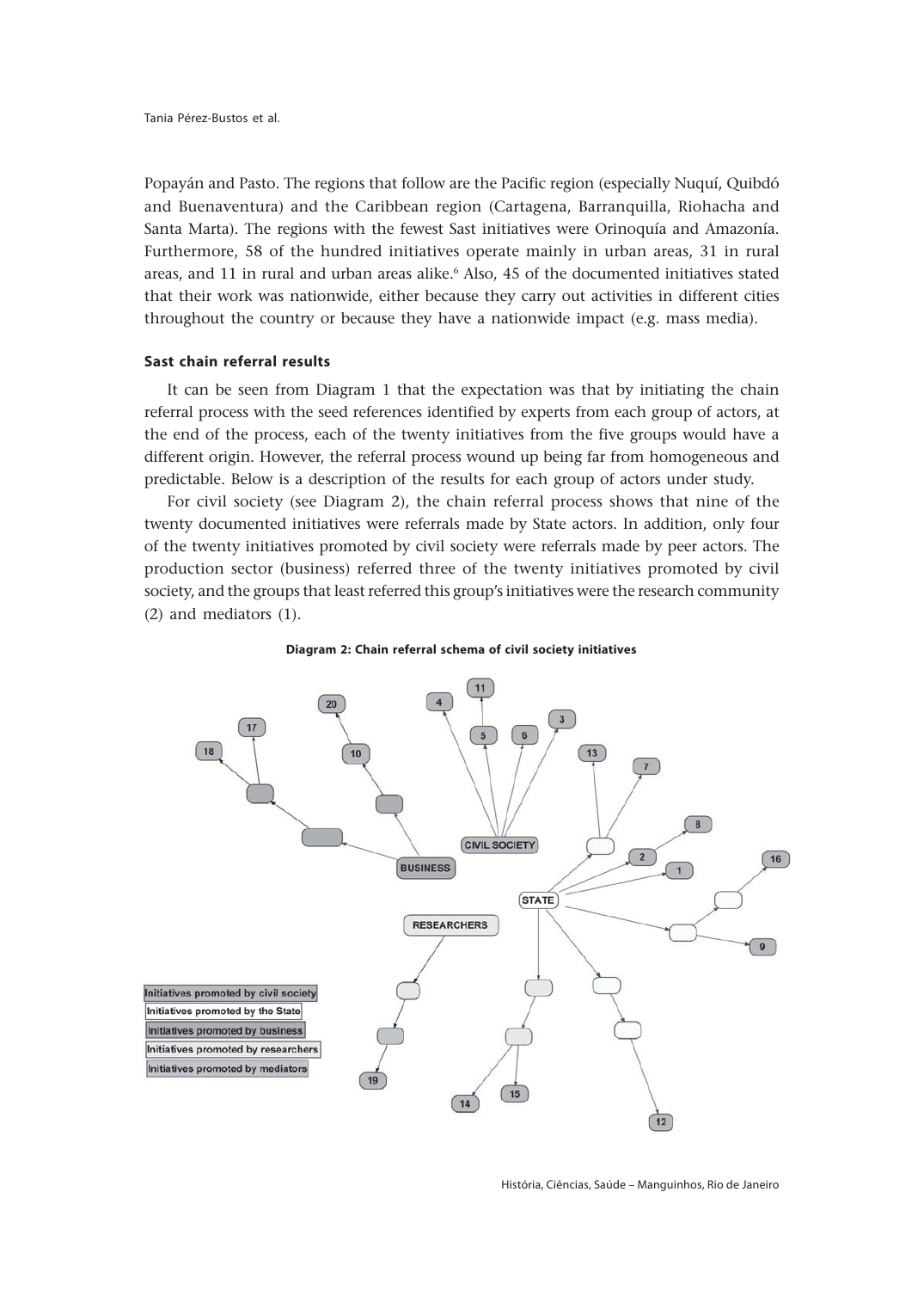Popayán and Pasto. The regions that follow are the Pacific region (especially Nuquí, Quibdó and Buenaventura) and the Caribbean region (Cartagena, Barranquilla, Riohacha and Santa Marta). The regions with the fewest Sast initiatives were Orinoquía and Amazonía. Furthermore, 58 of the hundred initiatives operate mainly in urban areas, 31 in rural areas, and 11 in rural and urban areas alike.[6] Also, 45 of the documented initiatives stated that their work was nationwide, either because they carry out activities in different cities throughout the country or because they have a nationwide impact (e.g. mass media).

### Sast chain referral results

It can be seen from Diagram 1 that the expectation was that by initiating the chain referral process with the seed references identified by experts from each group of actors, at the end of the process, each of the twenty initiatives from the five groups would have a different origin. However, the referral process wound up being far from homogeneous and predictable. Below is a description of the results for each group of actors under study.

For civil society (see Diagram 2), the chain referral process shows that nine of the twenty documented initiatives were referrals made by State actors. In addition, only four of the twenty initiatives promoted by civil society were referrals made by peer actors. The production sector (business) referred three of the twenty initiatives promoted by civil society, and the groups that least referred this group's initiatives were the research community (2) and mediators (1).

**Diagram 2: Chain referral schema of civil society initiatives**

BUSINESS, CIVIL SOCIETY, STATE, RESEARCHERS

Initiatives promoted by civil society
Initiatives promoted by the State
Initiatives promoted by business
Initiatives promoted by researchers
Initiatives promoted by mediators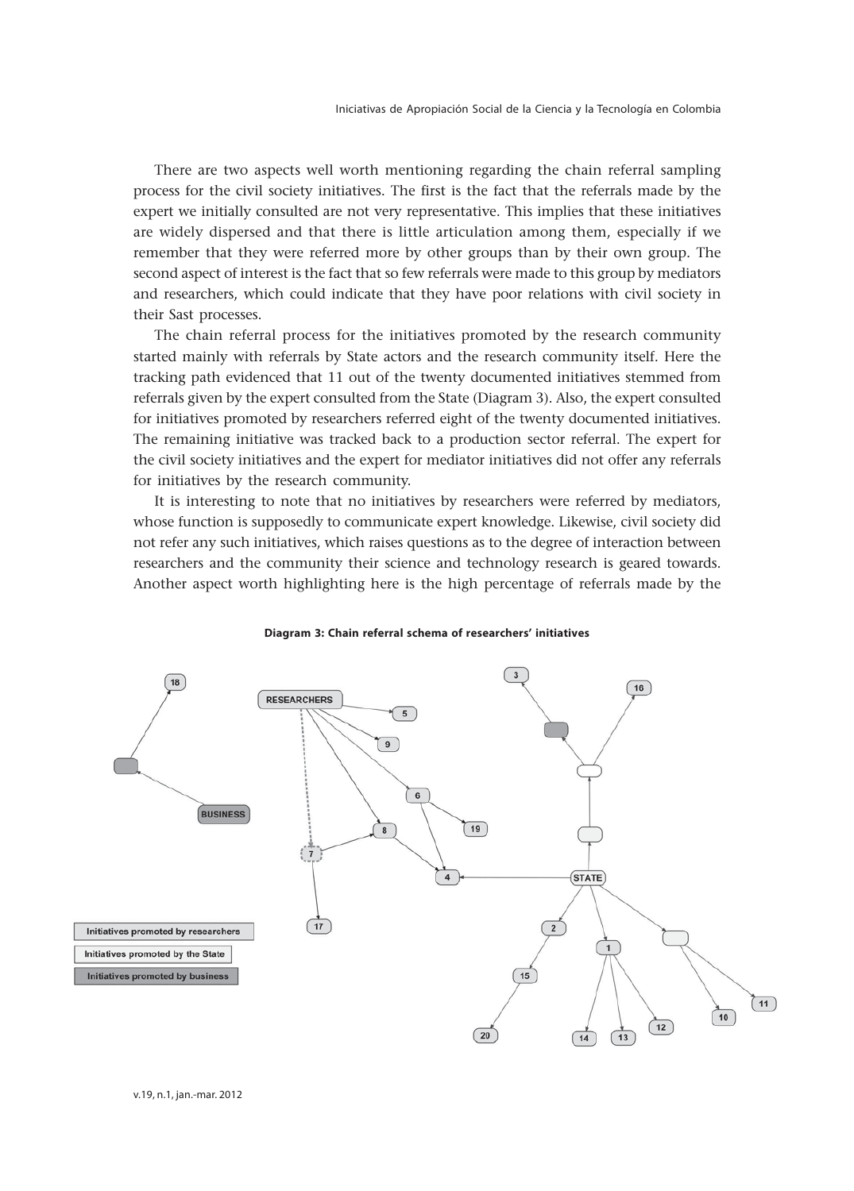There are two aspects well worth mentioning regarding the chain referral sampling process for the civil society initiatives. The first is the fact that the referrals made by the expert we initially consulted are not very representative. This implies that these initiatives are widely dispersed and that there is little articulation among them, especially if we remember that they were referred more by other groups than by their own group. The second aspect of interest is the fact that so few referrals were made to this group by mediators and researchers, which could indicate that they have poor relations with civil society in their Sast processes.

The chain referral process for the initiatives promoted by the research community started mainly with referrals by State actors and the research community itself. Here the tracking path evidenced that 11 out of the twenty documented initiatives stemmed from referrals given by the expert consulted from the State (Diagram 3). Also, the expert consulted for initiatives promoted by researchers referred eight of the twenty documented initiatives. The remaining initiative was tracked back to a production sector referral. The expert for the civil society initiatives and the expert for mediator initiatives did not offer any referrals for initiatives by the research community.

It is interesting to note that no initiatives by researchers were referred by mediators, whose function is supposedly to communicate expert knowledge. Likewise, civil society did not refer any such initiatives, which raises questions as to the degree of interaction between researchers and the community their science and technology research is geared towards. Another aspect worth highlighting here is the high percentage of referrals made by the

**Diagram 3: Chain referral schema of researchers' initiatives**

Initiatives promoted by researchers

Initiatives promoted by the State

Initiatives promoted by business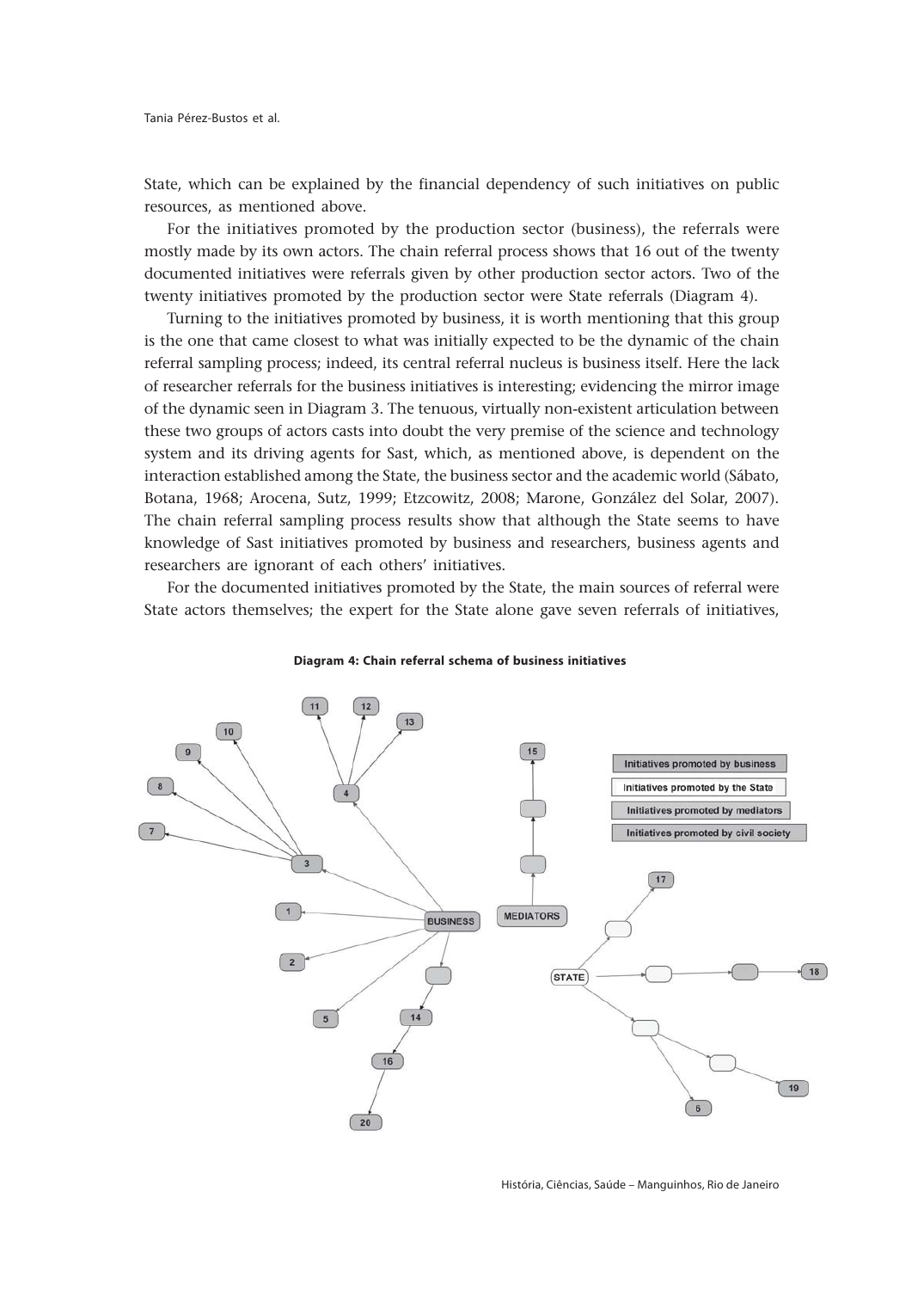State, which can be explained by the financial dependency of such initiatives on public resources, as mentioned above.

For the initiatives promoted by the production sector (business), the referrals were mostly made by its own actors. The chain referral process shows that 16 out of the twenty documented initiatives were referrals given by other production sector actors. Two of the twenty initiatives promoted by the production sector were State referrals (Diagram 4).

Turning to the initiatives promoted by business, it is worth mentioning that this group is the one that came closest to what was initially expected to be the dynamic of the chain referral sampling process; indeed, its central referral nucleus is business itself. Here the lack of researcher referrals for the business initiatives is interesting; evidencing the mirror image of the dynamic seen in Diagram 3. The tenuous, virtually non-existent articulation between these two groups of actors casts into doubt the very premise of the science and technology system and its driving agents for Sast, which, as mentioned above, is dependent on the interaction established among the State, the business sector and the academic world (Sábato, Botana, 1968; Arocena, Sutz, 1999; Etzcowitz, 2008; Marone, González del Solar, 2007). The chain referral sampling process results show that although the State seems to have knowledge of Sast initiatives promoted by business and researchers, business agents and researchers are ignorant of each others' initiatives.

For the documented initiatives promoted by the State, the main sources of referral were State actors themselves; the expert for the State alone gave seven referrals of initiatives,

**Diagram 4: Chain referral schema of business initiatives**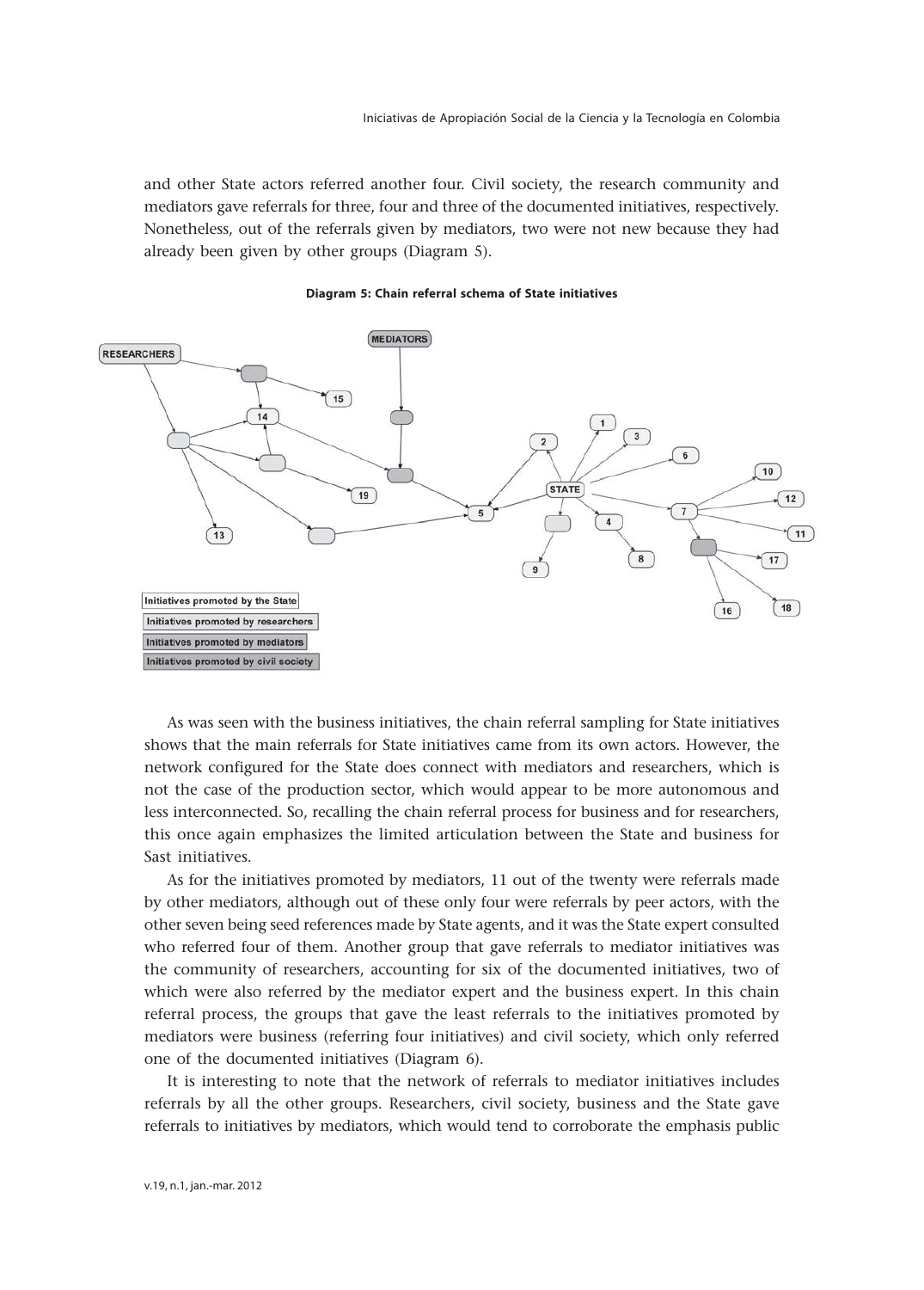and other State actors referred another four. Civil society, the research community and mediators gave referrals for three, four and three of the documented initiatives, respectively. Nonetheless, out of the referrals given by mediators, two were not new because they had already been given by other groups (Diagram 5).

**Diagram 5: Chain referral schema of State initiatives**

As was seen with the business initiatives, the chain referral sampling for State initiatives shows that the main referrals for State initiatives came from its own actors. However, the network configured for the State does connect with mediators and researchers, which is not the case of the production sector, which would appear to be more autonomous and less interconnected. So, recalling the chain referral process for business and for researchers, this once again emphasizes the limited articulation between the State and business for Sast initiatives.

As for the initiatives promoted by mediators, 11 out of the twenty were referrals made by other mediators, although out of these only four were referrals by peer actors, with the other seven being seed references made by State agents, and it was the State expert consulted who referred four of them. Another group that gave referrals to mediator initiatives was the community of researchers, accounting for six of the documented initiatives, two of which were also referred by the mediator expert and the business expert. In this chain referral process, the groups that gave the least referrals to the initiatives promoted by mediators were business (referring four initiatives) and civil society, which only referred one of the documented initiatives (Diagram 6).

It is interesting to note that the network of referrals to mediator initiatives includes referrals by all the other groups. Researchers, civil society, business and the State gave referrals to initiatives by mediators, which would tend to corroborate the emphasis public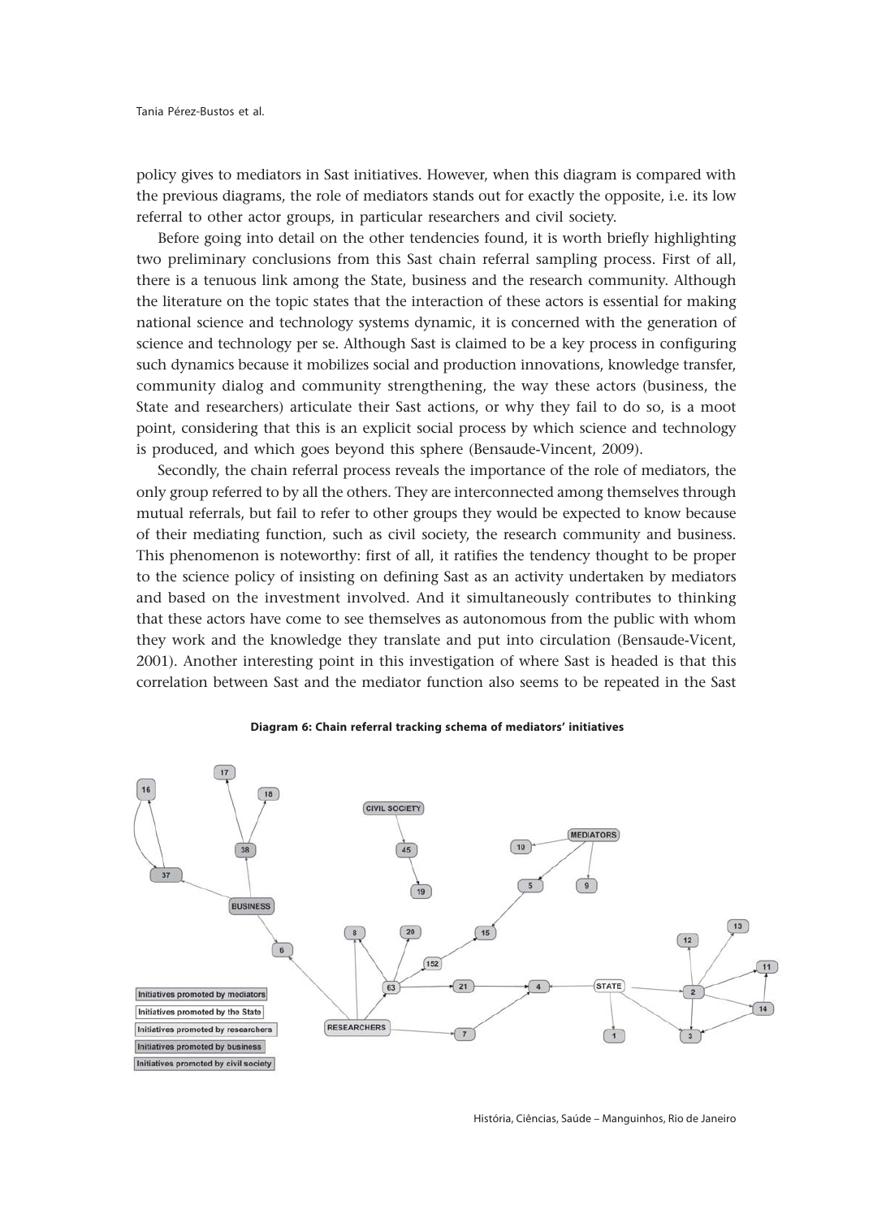policy gives to mediators in Sast initiatives. However, when this diagram is compared with the previous diagrams, the role of mediators stands out for exactly the opposite, i.e. its low referral to other actor groups, in particular researchers and civil society.

Before going into detail on the other tendencies found, it is worth briefly highlighting two preliminary conclusions from this Sast chain referral sampling process. First of all, there is a tenuous link among the State, business and the research community. Although the literature on the topic states that the interaction of these actors is essential for making national science and technology systems dynamic, it is concerned with the generation of science and technology per se. Although Sast is claimed to be a key process in configuring such dynamics because it mobilizes social and production innovations, knowledge transfer, community dialog and community strengthening, the way these actors (business, the State and researchers) articulate their Sast actions, or why they fail to do so, is a moot point, considering that this is an explicit social process by which science and technology is produced, and which goes beyond this sphere (Bensaude-Vincent, 2009).

Secondly, the chain referral process reveals the importance of the role of mediators, the only group referred to by all the others. They are interconnected among themselves through mutual referrals, but fail to refer to other groups they would be expected to know because of their mediating function, such as civil society, the research community and business. This phenomenon is noteworthy: first of all, it ratifies the tendency thought to be proper to the science policy of insisting on defining Sast as an activity undertaken by mediators and based on the investment involved. And it simultaneously contributes to thinking that these actors have come to see themselves as autonomous from the public with whom they work and the knowledge they translate and put into circulation (Bensaude-Vicent, 2001). Another interesting point in this investigation of where Sast is headed is that this correlation between Sast and the mediator function also seems to be repeated in the Sast

**Diagram 6: Chain referral tracking schema of mediators' initiatives**

Initiatives promoted by mediators
Initiatives promoted by the State
Initiatives promoted by researchers
Initiatives promoted by business
Initiatives promoted by civil society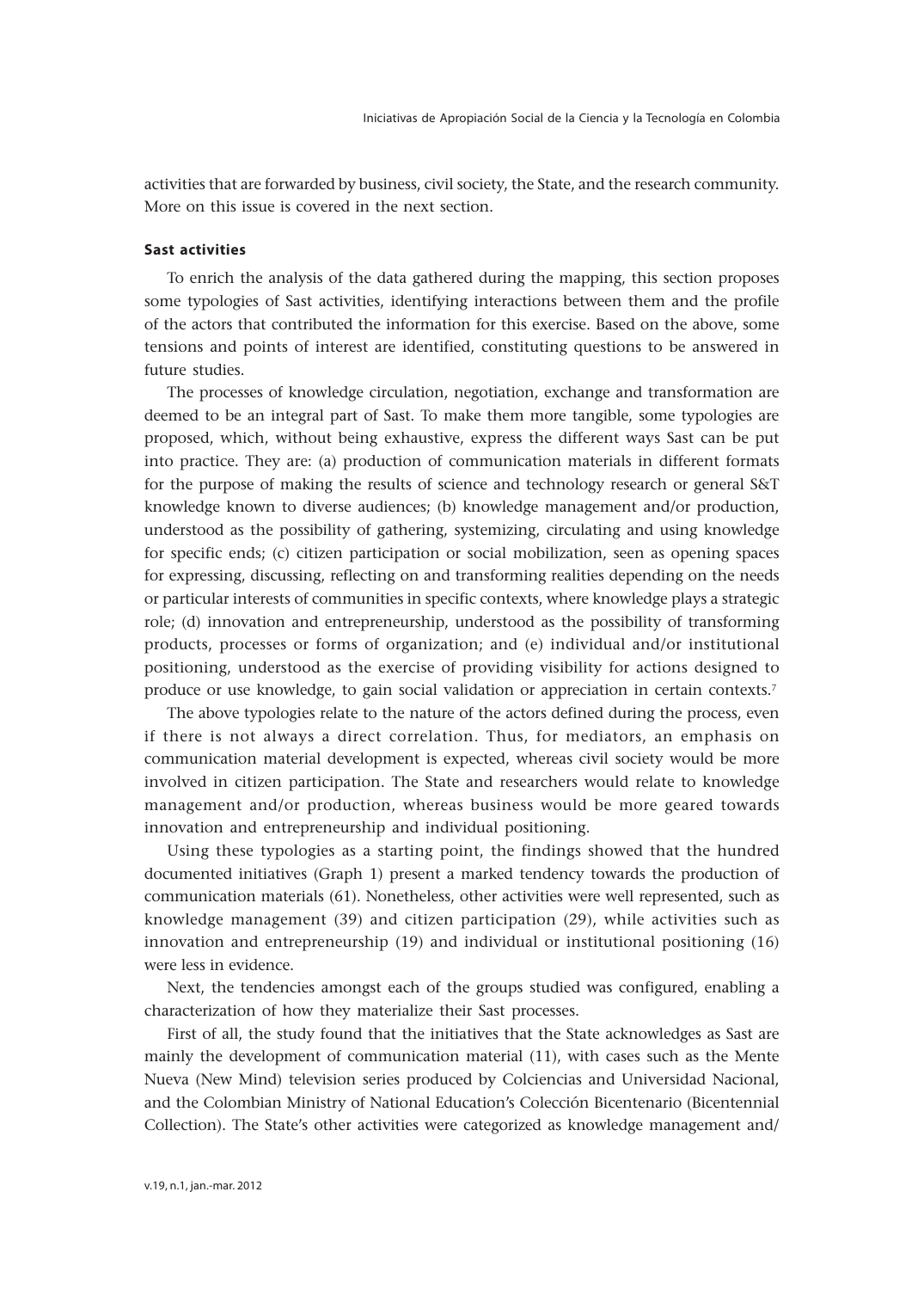activities that are forwarded by business, civil society, the State, and the research community. More on this issue is covered in the next section.

### Sast activities

To enrich the analysis of the data gathered during the mapping, this section proposes some typologies of Sast activities, identifying interactions between them and the profile of the actors that contributed the information for this exercise. Based on the above, some tensions and points of interest are identified, constituting questions to be answered in future studies.

The processes of knowledge circulation, negotiation, exchange and transformation are deemed to be an integral part of Sast. To make them more tangible, some typologies are proposed, which, without being exhaustive, express the different ways Sast can be put into practice. They are: (a) production of communication materials in different formats for the purpose of making the results of science and technology research or general S&T knowledge known to diverse audiences; (b) knowledge management and/or production, understood as the possibility of gathering, systemizing, circulating and using knowledge for specific ends; (c) citizen participation or social mobilization, seen as opening spaces for expressing, discussing, reflecting on and transforming realities depending on the needs or particular interests of communities in specific contexts, where knowledge plays a strategic role; (d) innovation and entrepreneurship, understood as the possibility of transforming products, processes or forms of organization; and (e) individual and/or institutional positioning, understood as the exercise of providing visibility for actions designed to produce or use knowledge, to gain social validation or appreciation in certain contexts.[7]

The above typologies relate to the nature of the actors defined during the process, even if there is not always a direct correlation. Thus, for mediators, an emphasis on communication material development is expected, whereas civil society would be more involved in citizen participation. The State and researchers would relate to knowledge management and/or production, whereas business would be more geared towards innovation and entrepreneurship and individual positioning.

Using these typologies as a starting point, the findings showed that the hundred documented initiatives (Graph 1) present a marked tendency towards the production of communication materials (61). Nonetheless, other activities were well represented, such as knowledge management (39) and citizen participation (29), while activities such as innovation and entrepreneurship (19) and individual or institutional positioning (16) were less in evidence.

Next, the tendencies amongst each of the groups studied was configured, enabling a characterization of how they materialize their Sast processes.

First of all, the study found that the initiatives that the State acknowledges as Sast are mainly the development of communication material (11), with cases such as the Mente Nueva (New Mind) television series produced by Colciencias and Universidad Nacional, and the Colombian Ministry of National Education's Colección Bicentenario (Bicentennial Collection). The State's other activities were categorized as knowledge management and/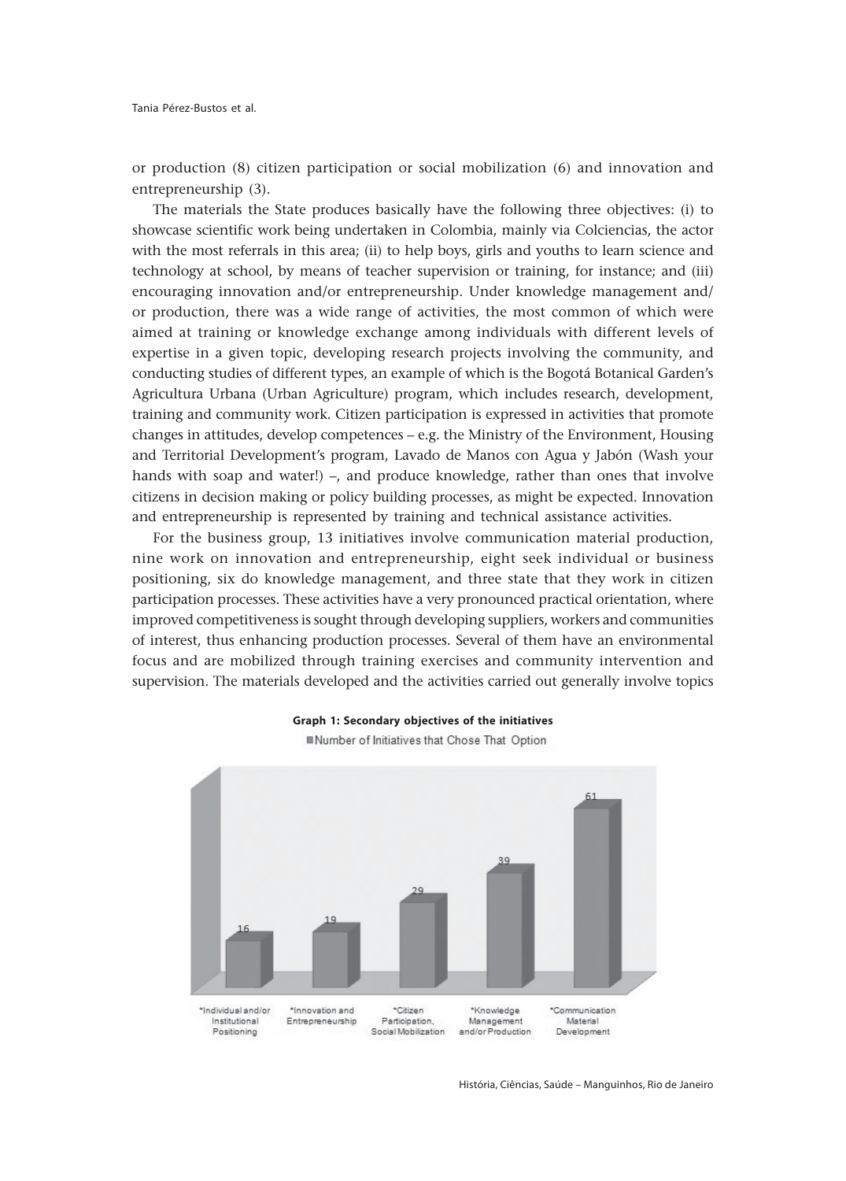or production (8) citizen participation or social mobilization (6) and innovation and entrepreneurship (3).

The materials the State produces basically have the following three objectives: (i) to showcase scientific work being undertaken in Colombia, mainly via Colciencias, the actor with the most referrals in this area; (ii) to help boys, girls and youths to learn science and technology at school, by means of teacher supervision or training, for instance; and (iii) encouraging innovation and/or entrepreneurship. Under knowledge management and/or production, there was a wide range of activities, the most common of which were aimed at training or knowledge exchange among individuals with different levels of expertise in a given topic, developing research projects involving the community, and conducting studies of different types, an example of which is the Bogotá Botanical Garden's Agricultura Urbana (Urban Agriculture) program, which includes research, development, training and community work. Citizen participation is expressed in activities that promote changes in attitudes, develop competences – e.g. the Ministry of the Environment, Housing and Territorial Development's program, Lavado de Manos con Agua y Jabón (Wash your hands with soap and water!) –, and produce knowledge, rather than ones that involve citizens in decision making or policy building processes, as might be expected. Innovation and entrepreneurship is represented by training and technical assistance activities.

For the business group, 13 initiatives involve communication material production, nine work on innovation and entrepreneurship, eight seek individual or business positioning, six do knowledge management, and three state that they work in citizen participation processes. These activities have a very pronounced practical orientation, where improved competitiveness is sought through developing suppliers, workers and communities of interest, thus enhancing production processes. Several of them have an environmental focus and are mobilized through training exercises and community intervention and supervision. The materials developed and the activities carried out generally involve topics

**Graph 1: Secondary objectives of the initiatives**

Number of Initiatives that Chose That Option

| *Individual and/or Institutional Positioning | *Innovation and Entrepreneurship | *Citizen Participation, Social Mobilization | *Knowledge Management and/or Production | *Communication Material Development |
|---|---|---|---|---|
| 16 | 19 | 29 | 39 | 61 |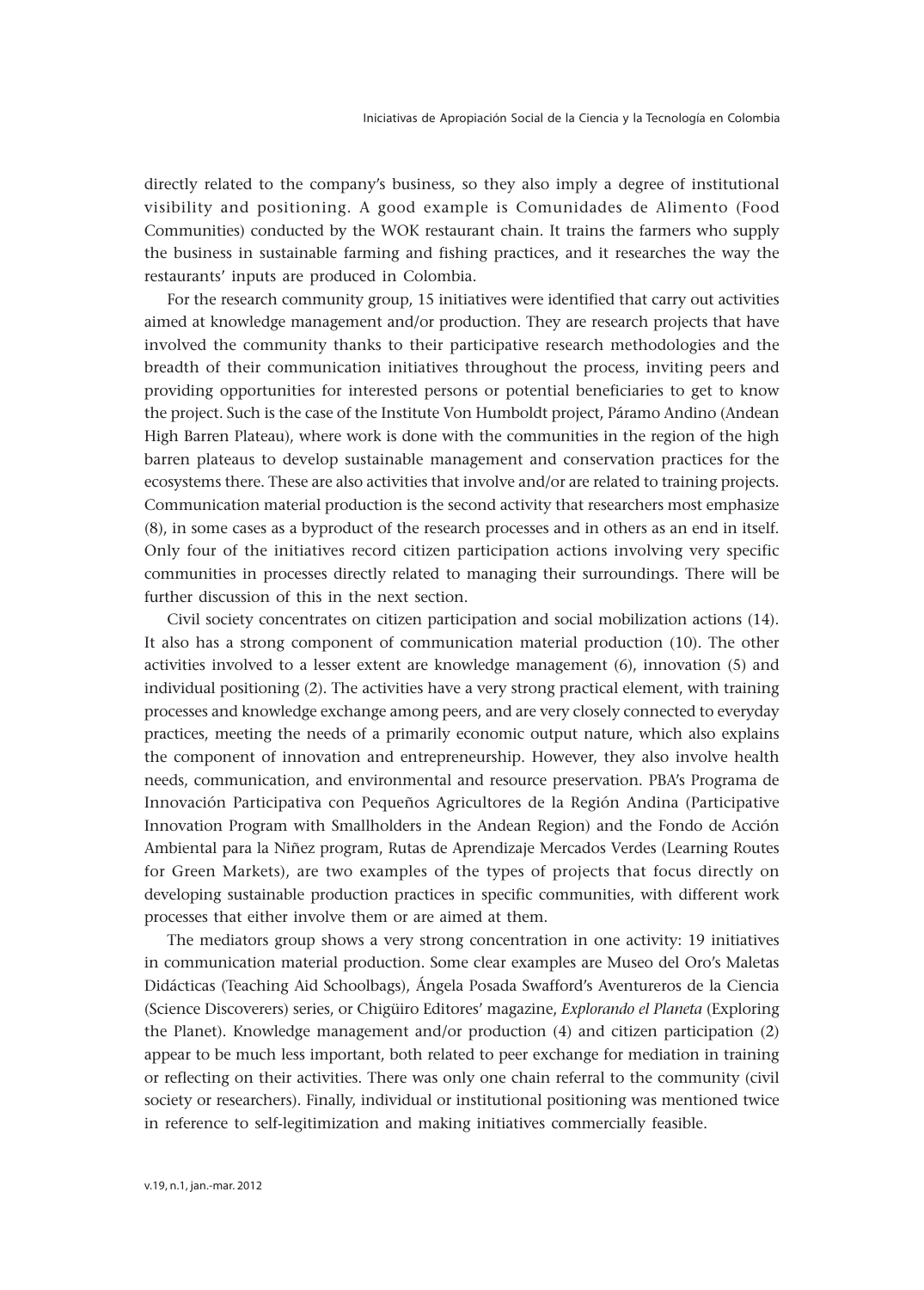directly related to the company's business, so they also imply a degree of institutional visibility and positioning. A good example is Comunidades de Alimento (Food Communities) conducted by the WOK restaurant chain. It trains the farmers who supply the business in sustainable farming and fishing practices, and it researches the way the restaurants' inputs are produced in Colombia.

For the research community group, 15 initiatives were identified that carry out activities aimed at knowledge management and/or production. They are research projects that have involved the community thanks to their participative research methodologies and the breadth of their communication initiatives throughout the process, inviting peers and providing opportunities for interested persons or potential beneficiaries to get to know the project. Such is the case of the Institute Von Humboldt project, Páramo Andino (Andean High Barren Plateau), where work is done with the communities in the region of the high barren plateaus to develop sustainable management and conservation practices for the ecosystems there. These are also activities that involve and/or are related to training projects. Communication material production is the second activity that researchers most emphasize (8), in some cases as a byproduct of the research processes and in others as an end in itself. Only four of the initiatives record citizen participation actions involving very specific communities in processes directly related to managing their surroundings. There will be further discussion of this in the next section.

Civil society concentrates on citizen participation and social mobilization actions (14). It also has a strong component of communication material production (10). The other activities involved to a lesser extent are knowledge management (6), innovation (5) and individual positioning (2). The activities have a very strong practical element, with training processes and knowledge exchange among peers, and are very closely connected to everyday practices, meeting the needs of a primarily economic output nature, which also explains the component of innovation and entrepreneurship. However, they also involve health needs, communication, and environmental and resource preservation. PBA's Programa de Innovación Participativa con Pequeños Agricultores de la Región Andina (Participative Innovation Program with Smallholders in the Andean Region) and the Fondo de Acción Ambiental para la Niñez program, Rutas de Aprendizaje Mercados Verdes (Learning Routes for Green Markets), are two examples of the types of projects that focus directly on developing sustainable production practices in specific communities, with different work processes that either involve them or are aimed at them.

The mediators group shows a very strong concentration in one activity: 19 initiatives in communication material production. Some clear examples are Museo del Oro's Maletas Didácticas (Teaching Aid Schoolbags), Ángela Posada Swafford's Aventureros de la Ciencia (Science Discoverers) series, or Chigüiro Editores' magazine, *Explorando el Planeta* (Exploring the Planet). Knowledge management and/or production (4) and citizen participation (2) appear to be much less important, both related to peer exchange for mediation in training or reflecting on their activities. There was only one chain referral to the community (civil society or researchers). Finally, individual or institutional positioning was mentioned twice in reference to self-legitimization and making initiatives commercially feasible.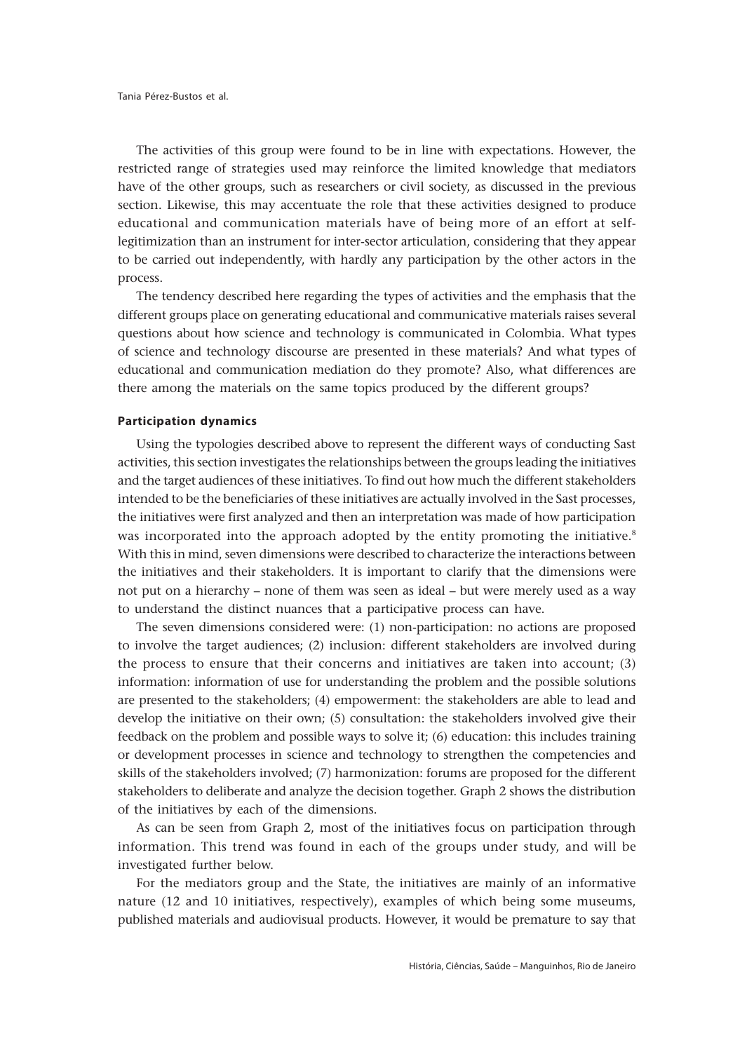The activities of this group were found to be in line with expectations. However, the restricted range of strategies used may reinforce the limited knowledge that mediators have of the other groups, such as researchers or civil society, as discussed in the previous section. Likewise, this may accentuate the role that these activities designed to produce educational and communication materials have of being more of an effort at self-legitimization than an instrument for inter-sector articulation, considering that they appear to be carried out independently, with hardly any participation by the other actors in the process.

The tendency described here regarding the types of activities and the emphasis that the different groups place on generating educational and communicative materials raises several questions about how science and technology is communicated in Colombia. What types of science and technology discourse are presented in these materials? And what types of educational and communication mediation do they promote? Also, what differences are there among the materials on the same topics produced by the different groups?

### Participation dynamics

Using the typologies described above to represent the different ways of conducting Sast activities, this section investigates the relationships between the groups leading the initiatives and the target audiences of these initiatives. To find out how much the different stakeholders intended to be the beneficiaries of these initiatives are actually involved in the Sast processes, the initiatives were first analyzed and then an interpretation was made of how participation was incorporated into the approach adopted by the entity promoting the initiative.[8] With this in mind, seven dimensions were described to characterize the interactions between the initiatives and their stakeholders. It is important to clarify that the dimensions were not put on a hierarchy – none of them was seen as ideal – but were merely used as a way to understand the distinct nuances that a participative process can have.

The seven dimensions considered were: (1) non-participation: no actions are proposed to involve the target audiences; (2) inclusion: different stakeholders are involved during the process to ensure that their concerns and initiatives are taken into account; (3) information: information of use for understanding the problem and the possible solutions are presented to the stakeholders; (4) empowerment: the stakeholders are able to lead and develop the initiative on their own; (5) consultation: the stakeholders involved give their feedback on the problem and possible ways to solve it; (6) education: this includes training or development processes in science and technology to strengthen the competencies and skills of the stakeholders involved; (7) harmonization: forums are proposed for the different stakeholders to deliberate and analyze the decision together. Graph 2 shows the distribution of the initiatives by each of the dimensions.

As can be seen from Graph 2, most of the initiatives focus on participation through information. This trend was found in each of the groups under study, and will be investigated further below.

For the mediators group and the State, the initiatives are mainly of an informative nature (12 and 10 initiatives, respectively), examples of which being some museums, published materials and audiovisual products. However, it would be premature to say that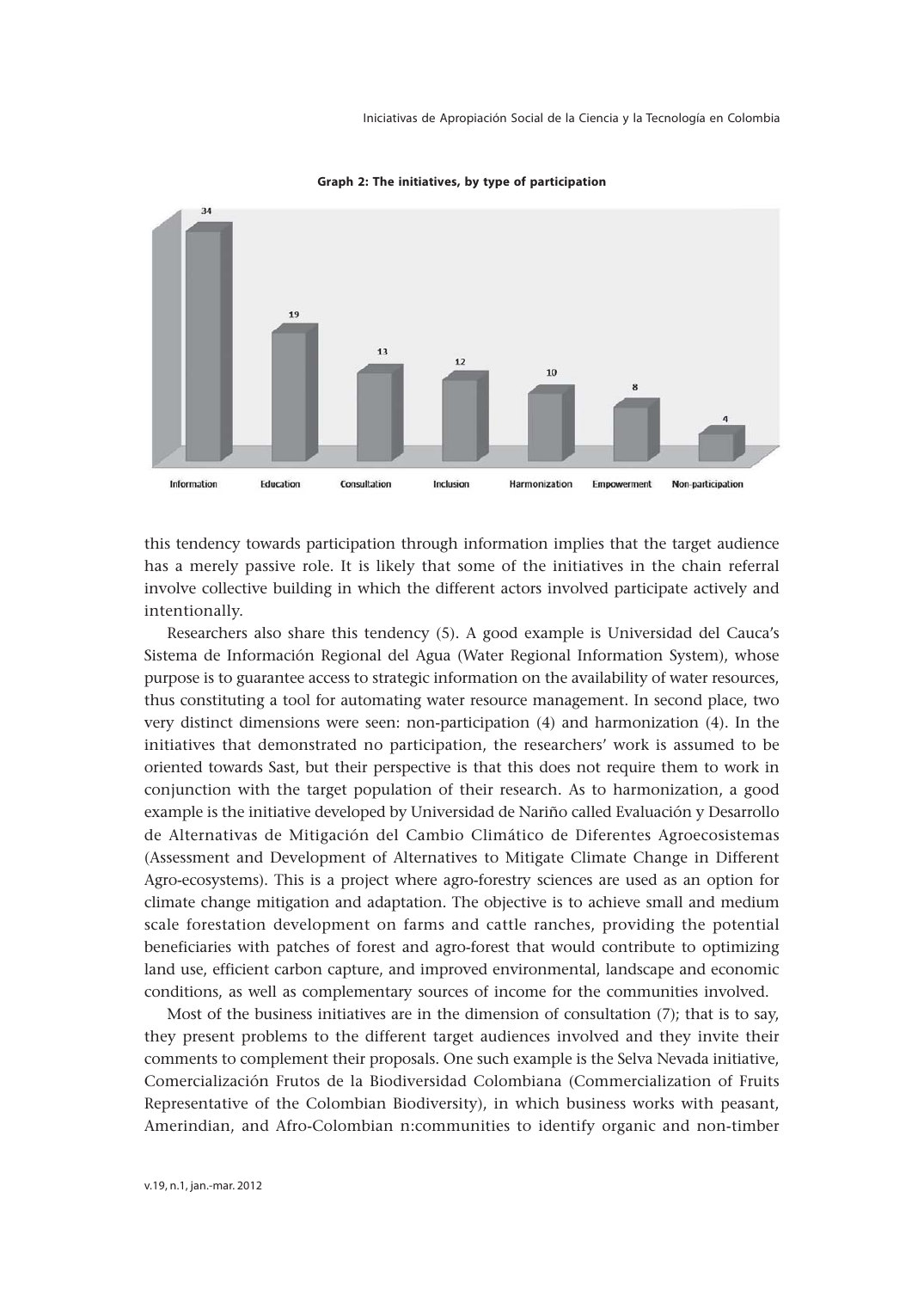**Graph 2: The initiatives, by type of participation**

| Information | Education | Consultation | Inclusion | Harmonization | Empowerment | Non-participation |
|---|---|---|---|---|---|---|
| 34 | 19 | 13 | 12 | 10 | 8 | 4 |

this tendency towards participation through information implies that the target audience has a merely passive role. It is likely that some of the initiatives in the chain referral involve collective building in which the different actors involved participate actively and intentionally.

Researchers also share this tendency (5). A good example is Universidad del Cauca's Sistema de Información Regional del Agua (Water Regional Information System), whose purpose is to guarantee access to strategic information on the availability of water resources, thus constituting a tool for automating water resource management. In second place, two very distinct dimensions were seen: non-participation (4) and harmonization (4). In the initiatives that demonstrated no participation, the researchers' work is assumed to be oriented towards Sast, but their perspective is that this does not require them to work in conjunction with the target population of their research. As to harmonization, a good example is the initiative developed by Universidad de Nariño called Evaluación y Desarrollo de Alternativas de Mitigación del Cambio Climático de Diferentes Agroecosistemas (Assessment and Development of Alternatives to Mitigate Climate Change in Different Agro-ecosystems). This is a project where agro-forestry sciences are used as an option for climate change mitigation and adaptation. The objective is to achieve small and medium scale forestation development on farms and cattle ranches, providing the potential beneficiaries with patches of forest and agro-forest that would contribute to optimizing land use, efficient carbon capture, and improved environmental, landscape and economic conditions, as well as complementary sources of income for the communities involved.

Most of the business initiatives are in the dimension of consultation (7); that is to say, they present problems to the different target audiences involved and they invite their comments to complement their proposals. One such example is the Selva Nevada initiative, Comercialización Frutos de la Biodiversidad Colombiana (Commercialization of Fruits Representative of the Colombian Biodiversity), in which business works with peasant, Amerindian, and Afro-Colombian n:communities to identify organic and non-timber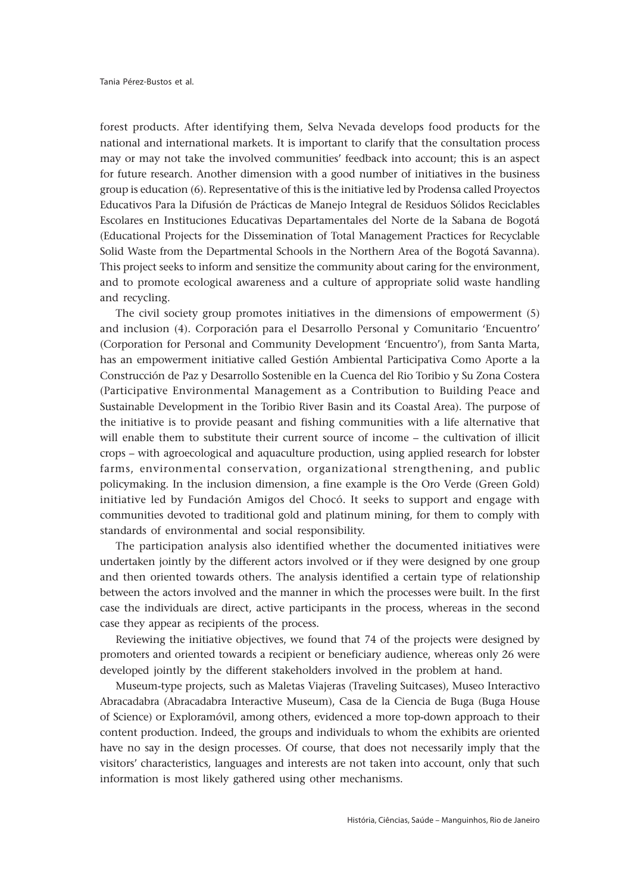forest products. After identifying them, Selva Nevada develops food products for the national and international markets. It is important to clarify that the consultation process may or may not take the involved communities' feedback into account; this is an aspect for future research. Another dimension with a good number of initiatives in the business group is education (6). Representative of this is the initiative led by Prodensa called Proyectos Educativos Para la Difusión de Prácticas de Manejo Integral de Residuos Sólidos Reciclables Escolares en Instituciones Educativas Departamentales del Norte de la Sabana de Bogotá (Educational Projects for the Dissemination of Total Management Practices for Recyclable Solid Waste from the Departmental Schools in the Northern Area of the Bogotá Savanna). This project seeks to inform and sensitize the community about caring for the environment, and to promote ecological awareness and a culture of appropriate solid waste handling and recycling.

The civil society group promotes initiatives in the dimensions of empowerment (5) and inclusion (4). Corporación para el Desarrollo Personal y Comunitario 'Encuentro' (Corporation for Personal and Community Development 'Encuentro'), from Santa Marta, has an empowerment initiative called Gestión Ambiental Participativa Como Aporte a la Construcción de Paz y Desarrollo Sostenible en la Cuenca del Rio Toribio y Su Zona Costera (Participative Environmental Management as a Contribution to Building Peace and Sustainable Development in the Toribio River Basin and its Coastal Area). The purpose of the initiative is to provide peasant and fishing communities with a life alternative that will enable them to substitute their current source of income – the cultivation of illicit crops – with agroecological and aquaculture production, using applied research for lobster farms, environmental conservation, organizational strengthening, and public policymaking. In the inclusion dimension, a fine example is the Oro Verde (Green Gold) initiative led by Fundación Amigos del Chocó. It seeks to support and engage with communities devoted to traditional gold and platinum mining, for them to comply with standards of environmental and social responsibility.

The participation analysis also identified whether the documented initiatives were undertaken jointly by the different actors involved or if they were designed by one group and then oriented towards others. The analysis identified a certain type of relationship between the actors involved and the manner in which the processes were built. In the first case the individuals are direct, active participants in the process, whereas in the second case they appear as recipients of the process.

Reviewing the initiative objectives, we found that 74 of the projects were designed by promoters and oriented towards a recipient or beneficiary audience, whereas only 26 were developed jointly by the different stakeholders involved in the problem at hand.

Museum-type projects, such as Maletas Viajeras (Traveling Suitcases), Museo Interactivo Abracadabra (Abracadabra Interactive Museum), Casa de la Ciencia de Buga (Buga House of Science) or Exploramóvil, among others, evidenced a more top-down approach to their content production. Indeed, the groups and individuals to whom the exhibits are oriented have no say in the design processes. Of course, that does not necessarily imply that the visitors' characteristics, languages and interests are not taken into account, only that such information is most likely gathered using other mechanisms.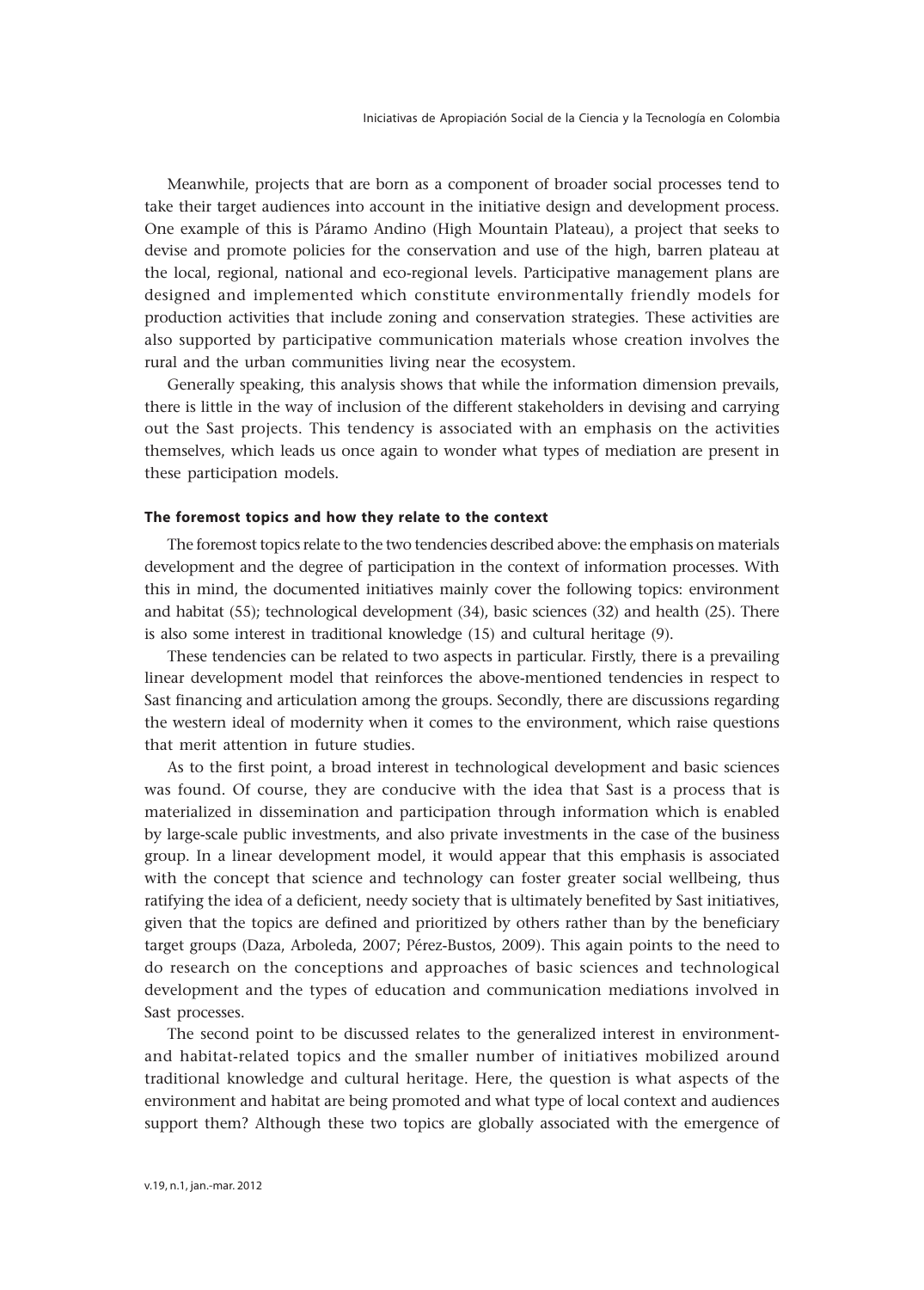Meanwhile, projects that are born as a component of broader social processes tend to take their target audiences into account in the initiative design and development process. One example of this is Páramo Andino (High Mountain Plateau), a project that seeks to devise and promote policies for the conservation and use of the high, barren plateau at the local, regional, national and eco-regional levels. Participative management plans are designed and implemented which constitute environmentally friendly models for production activities that include zoning and conservation strategies. These activities are also supported by participative communication materials whose creation involves the rural and the urban communities living near the ecosystem.

Generally speaking, this analysis shows that while the information dimension prevails, there is little in the way of inclusion of the different stakeholders in devising and carrying out the Sast projects. This tendency is associated with an emphasis on the activities themselves, which leads us once again to wonder what types of mediation are present in these participation models.

### The foremost topics and how they relate to the context

The foremost topics relate to the two tendencies described above: the emphasis on materials development and the degree of participation in the context of information processes. With this in mind, the documented initiatives mainly cover the following topics: environment and habitat (55); technological development (34), basic sciences (32) and health (25). There is also some interest in traditional knowledge (15) and cultural heritage (9).

These tendencies can be related to two aspects in particular. Firstly, there is a prevailing linear development model that reinforces the above-mentioned tendencies in respect to Sast financing and articulation among the groups. Secondly, there are discussions regarding the western ideal of modernity when it comes to the environment, which raise questions that merit attention in future studies.

As to the first point, a broad interest in technological development and basic sciences was found. Of course, they are conducive with the idea that Sast is a process that is materialized in dissemination and participation through information which is enabled by large-scale public investments, and also private investments in the case of the business group. In a linear development model, it would appear that this emphasis is associated with the concept that science and technology can foster greater social wellbeing, thus ratifying the idea of a deficient, needy society that is ultimately benefited by Sast initiatives, given that the topics are defined and prioritized by others rather than by the beneficiary target groups (Daza, Arboleda, 2007; Pérez-Bustos, 2009). This again points to the need to do research on the conceptions and approaches of basic sciences and technological development and the types of education and communication mediations involved in Sast processes.

The second point to be discussed relates to the generalized interest in environment- and habitat-related topics and the smaller number of initiatives mobilized around traditional knowledge and cultural heritage. Here, the question is what aspects of the environment and habitat are being promoted and what type of local context and audiences support them? Although these two topics are globally associated with the emergence of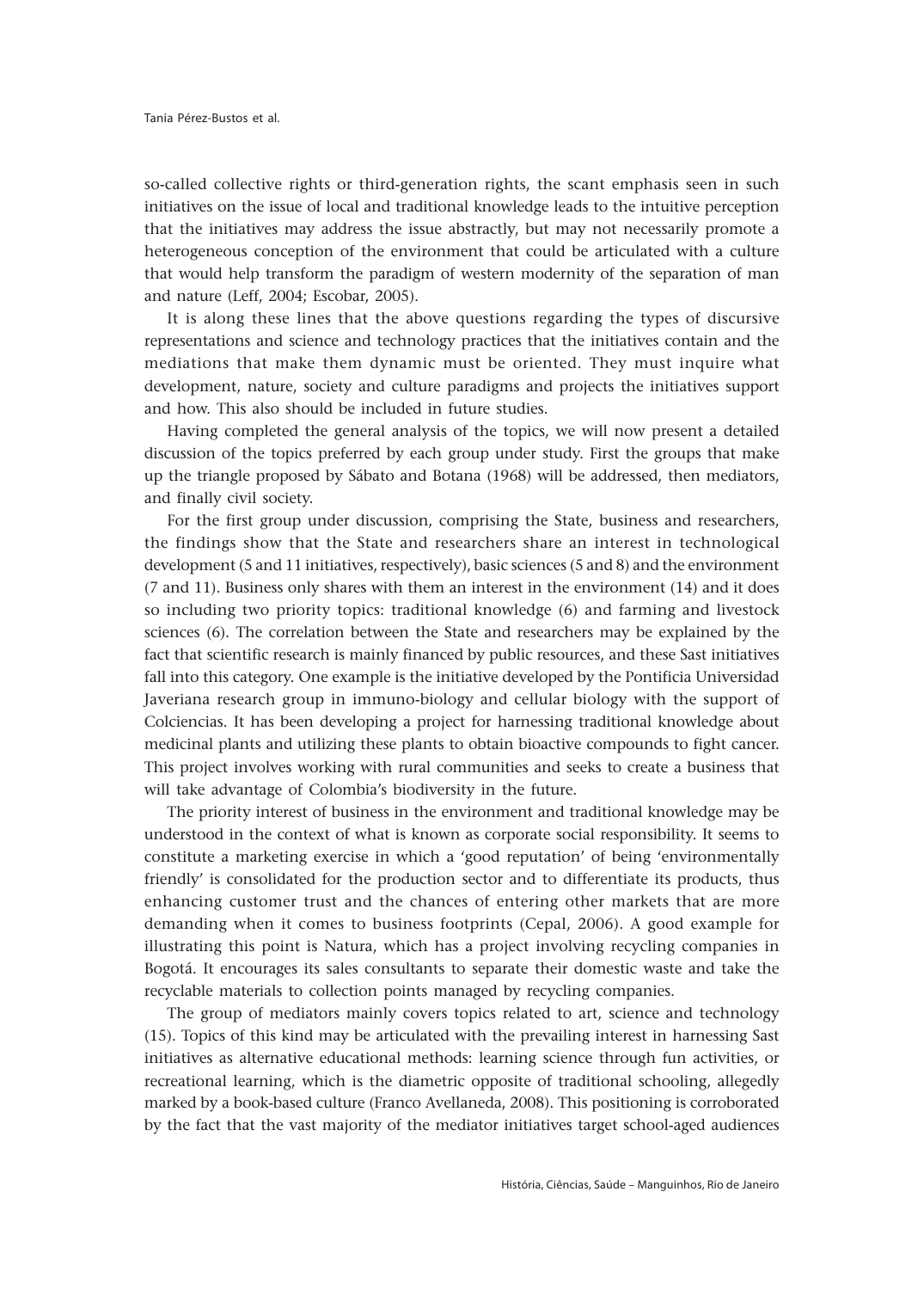so-called collective rights or third-generation rights, the scant emphasis seen in such initiatives on the issue of local and traditional knowledge leads to the intuitive perception that the initiatives may address the issue abstractly, but may not necessarily promote a heterogeneous conception of the environment that could be articulated with a culture that would help transform the paradigm of western modernity of the separation of man and nature (Leff, 2004; Escobar, 2005).

It is along these lines that the above questions regarding the types of discursive representations and science and technology practices that the initiatives contain and the mediations that make them dynamic must be oriented. They must inquire what development, nature, society and culture paradigms and projects the initiatives support and how. This also should be included in future studies.

Having completed the general analysis of the topics, we will now present a detailed discussion of the topics preferred by each group under study. First the groups that make up the triangle proposed by Sábato and Botana (1968) will be addressed, then mediators, and finally civil society.

For the first group under discussion, comprising the State, business and researchers, the findings show that the State and researchers share an interest in technological development (5 and 11 initiatives, respectively), basic sciences (5 and 8) and the environment (7 and 11). Business only shares with them an interest in the environment (14) and it does so including two priority topics: traditional knowledge (6) and farming and livestock sciences (6). The correlation between the State and researchers may be explained by the fact that scientific research is mainly financed by public resources, and these Sast initiatives fall into this category. One example is the initiative developed by the Pontificia Universidad Javeriana research group in immuno-biology and cellular biology with the support of Colciencias. It has been developing a project for harnessing traditional knowledge about medicinal plants and utilizing these plants to obtain bioactive compounds to fight cancer. This project involves working with rural communities and seeks to create a business that will take advantage of Colombia's biodiversity in the future.

The priority interest of business in the environment and traditional knowledge may be understood in the context of what is known as corporate social responsibility. It seems to constitute a marketing exercise in which a 'good reputation' of being 'environmentally friendly' is consolidated for the production sector and to differentiate its products, thus enhancing customer trust and the chances of entering other markets that are more demanding when it comes to business footprints (Cepal, 2006). A good example for illustrating this point is Natura, which has a project involving recycling companies in Bogotá. It encourages its sales consultants to separate their domestic waste and take the recyclable materials to collection points managed by recycling companies.

The group of mediators mainly covers topics related to art, science and technology (15). Topics of this kind may be articulated with the prevailing interest in harnessing Sast initiatives as alternative educational methods: learning science through fun activities, or recreational learning, which is the diametric opposite of traditional schooling, allegedly marked by a book-based culture (Franco Avellaneda, 2008). This positioning is corroborated by the fact that the vast majority of the mediator initiatives target school-aged audiences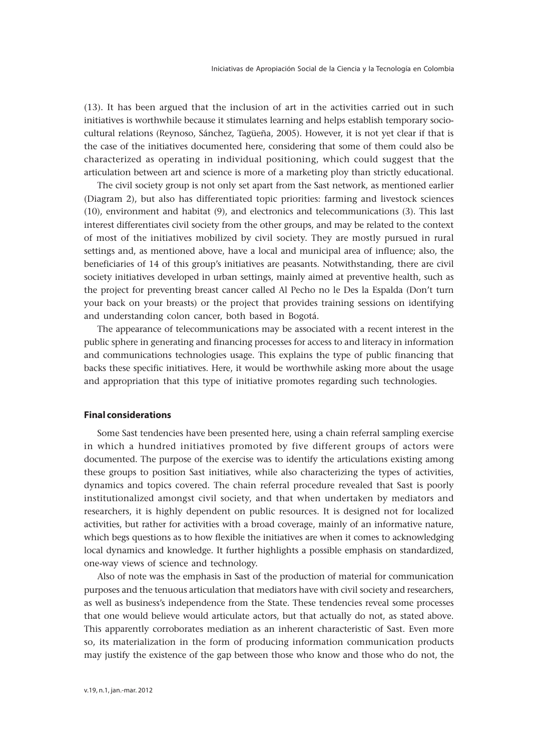(13). It has been argued that the inclusion of art in the activities carried out in such initiatives is worthwhile because it stimulates learning and helps establish temporary socio-cultural relations (Reynoso, Sánchez, Tagüeña, 2005). However, it is not yet clear if that is the case of the initiatives documented here, considering that some of them could also be characterized as operating in individual positioning, which could suggest that the articulation between art and science is more of a marketing ploy than strictly educational.

The civil society group is not only set apart from the Sast network, as mentioned earlier (Diagram 2), but also has differentiated topic priorities: farming and livestock sciences (10), environment and habitat (9), and electronics and telecommunications (3). This last interest differentiates civil society from the other groups, and may be related to the context of most of the initiatives mobilized by civil society. They are mostly pursued in rural settings and, as mentioned above, have a local and municipal area of influence; also, the beneficiaries of 14 of this group's initiatives are peasants. Notwithstanding, there are civil society initiatives developed in urban settings, mainly aimed at preventive health, such as the project for preventing breast cancer called Al Pecho no le Des la Espalda (Don't turn your back on your breasts) or the project that provides training sessions on identifying and understanding colon cancer, both based in Bogotá.

The appearance of telecommunications may be associated with a recent interest in the public sphere in generating and financing processes for access to and literacy in information and communications technologies usage. This explains the type of public financing that backs these specific initiatives. Here, it would be worthwhile asking more about the usage and appropriation that this type of initiative promotes regarding such technologies.

## Final considerations

Some Sast tendencies have been presented here, using a chain referral sampling exercise in which a hundred initiatives promoted by five different groups of actors were documented. The purpose of the exercise was to identify the articulations existing among these groups to position Sast initiatives, while also characterizing the types of activities, dynamics and topics covered. The chain referral procedure revealed that Sast is poorly institutionalized amongst civil society, and that when undertaken by mediators and researchers, it is highly dependent on public resources. It is designed not for localized activities, but rather for activities with a broad coverage, mainly of an informative nature, which begs questions as to how flexible the initiatives are when it comes to acknowledging local dynamics and knowledge. It further highlights a possible emphasis on standardized, one-way views of science and technology.

Also of note was the emphasis in Sast of the production of material for communication purposes and the tenuous articulation that mediators have with civil society and researchers, as well as business's independence from the State. These tendencies reveal some processes that one would believe would articulate actors, but that actually do not, as stated above. This apparently corroborates mediation as an inherent characteristic of Sast. Even more so, its materialization in the form of producing information communication products may justify the existence of the gap between those who know and those who do not, the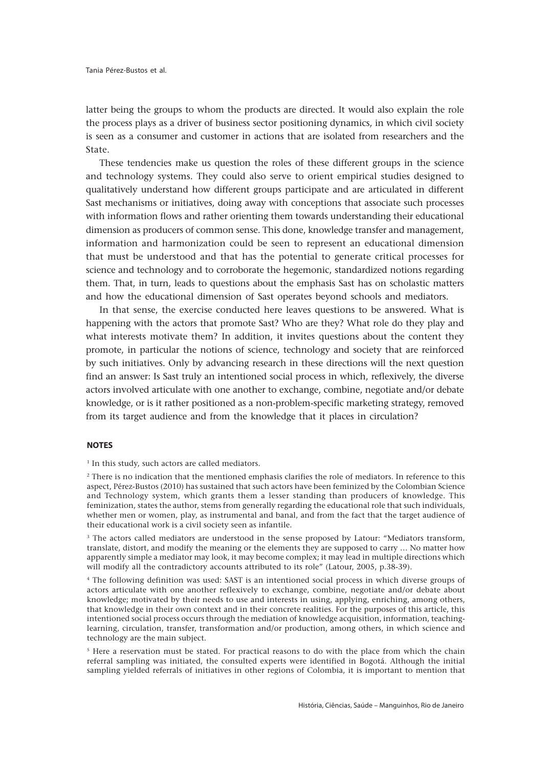latter being the groups to whom the products are directed. It would also explain the role the process plays as a driver of business sector positioning dynamics, in which civil society is seen as a consumer and customer in actions that are isolated from researchers and the State.

These tendencies make us question the roles of these different groups in the science and technology systems. They could also serve to orient empirical studies designed to qualitatively understand how different groups participate and are articulated in different Sast mechanisms or initiatives, doing away with conceptions that associate such processes with information flows and rather orienting them towards understanding their educational dimension as producers of common sense. This done, knowledge transfer and management, information and harmonization could be seen to represent an educational dimension that must be understood and that has the potential to generate critical processes for science and technology and to corroborate the hegemonic, standardized notions regarding them. That, in turn, leads to questions about the emphasis Sast has on scholastic matters and how the educational dimension of Sast operates beyond schools and mediators.

In that sense, the exercise conducted here leaves questions to be answered. What is happening with the actors that promote Sast? Who are they? What role do they play and what interests motivate them? In addition, it invites questions about the content they promote, in particular the notions of science, technology and society that are reinforced by such initiatives. Only by advancing research in these directions will the next question find an answer: Is Sast truly an intentioned social process in which, reflexively, the diverse actors involved articulate with one another to exchange, combine, negotiate and/or debate knowledge, or is it rather positioned as a non-problem-specific marketing strategy, removed from its target audience and from the knowledge that it places in circulation?

## NOTES

[1] In this study, such actors are called mediators.

[2] There is no indication that the mentioned emphasis clarifies the role of mediators. In reference to this aspect, Pérez-Bustos (2010) has sustained that such actors have been feminized by the Colombian Science and Technology system, which grants them a lesser standing than producers of knowledge. This feminization, states the author, stems from generally regarding the educational role that such individuals, whether men or women, play, as instrumental and banal, and from the fact that the target audience of their educational work is a civil society seen as infantile.

[3] The actors called mediators are understood in the sense proposed by Latour: "Mediators transform, translate, distort, and modify the meaning or the elements they are supposed to carry … No matter how apparently simple a mediator may look, it may become complex; it may lead in multiple directions which will modify all the contradictory accounts attributed to its role" (Latour, 2005, p.38-39).

[4] The following definition was used: SAST is an intentioned social process in which diverse groups of actors articulate with one another reflexively to exchange, combine, negotiate and/or debate about knowledge; motivated by their needs to use and interests in using, applying, enriching, among others, that knowledge in their own context and in their concrete realities. For the purposes of this article, this intentioned social process occurs through the mediation of knowledge acquisition, information, teaching-learning, circulation, transfer, transformation and/or production, among others, in which science and technology are the main subject.

[5] Here a reservation must be stated. For practical reasons to do with the place from which the chain referral sampling was initiated, the consulted experts were identified in Bogotá. Although the initial sampling yielded referrals of initiatives in other regions of Colombia, it is important to mention that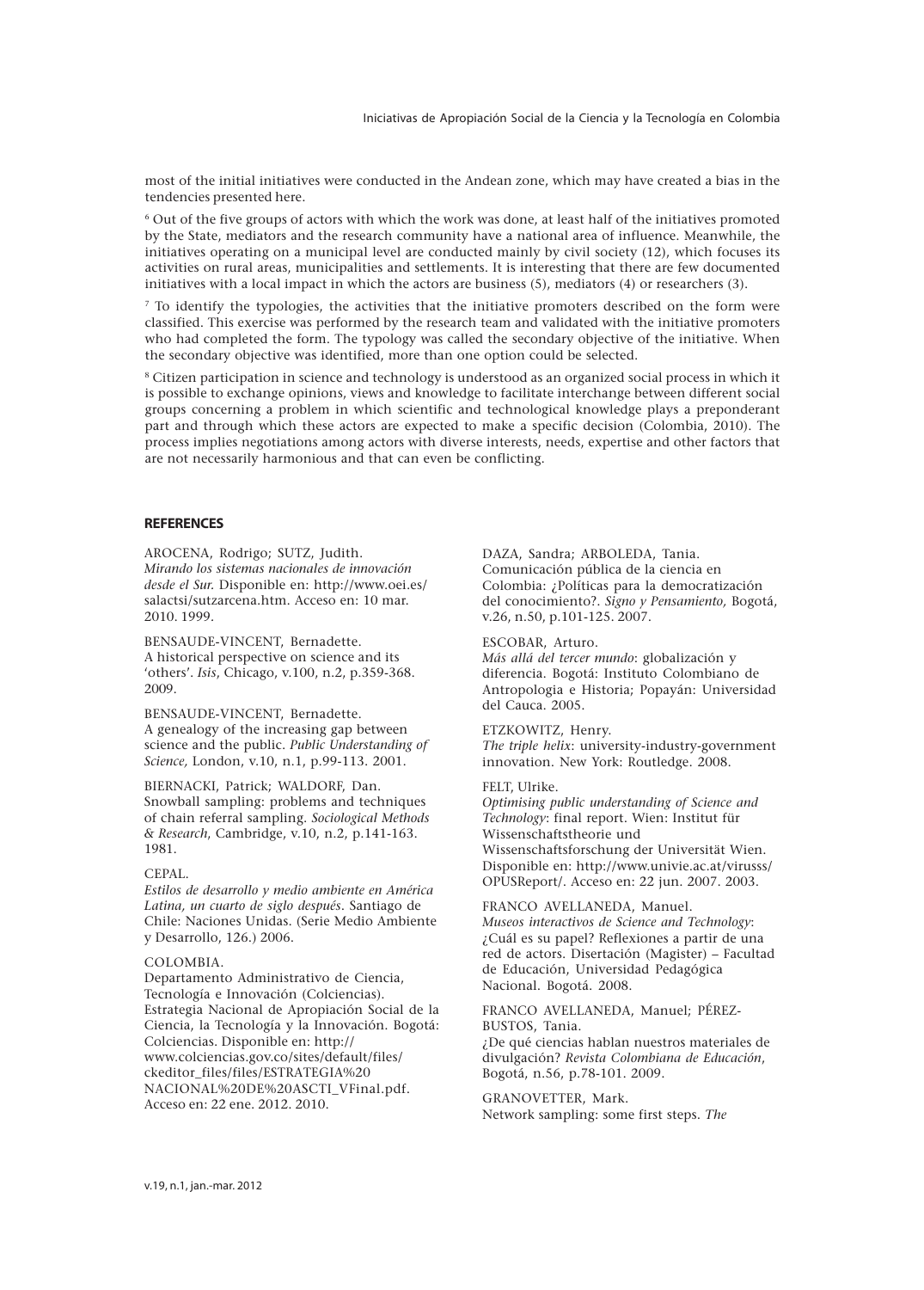most of the initial initiatives were conducted in the Andean zone, which may have created a bias in the tendencies presented here.

[6] Out of the five groups of actors with which the work was done, at least half of the initiatives promoted by the State, mediators and the research community have a national area of influence. Meanwhile, the initiatives operating on a municipal level are conducted mainly by civil society (12), which focuses its activities on rural areas, municipalities and settlements. It is interesting that there are few documented initiatives with a local impact in which the actors are business (5), mediators (4) or researchers (3).

[7] To identify the typologies, the activities that the initiative promoters described on the form were classified. This exercise was performed by the research team and validated with the initiative promoters who had completed the form. The typology was called the secondary objective of the initiative. When the secondary objective was identified, more than one option could be selected.

[8] Citizen participation in science and technology is understood as an organized social process in which it is possible to exchange opinions, views and knowledge to facilitate interchange between different social groups concerning a problem in which scientific and technological knowledge plays a preponderant part and through which these actors are expected to make a specific decision (Colombia, 2010). The process implies negotiations among actors with diverse interests, needs, expertise and other factors that are not necessarily harmonious and that can even be conflicting.

## REFERENCES

AROCENA, Rodrigo; SUTZ, Judith.
*Mirando los sistemas nacionales de innovación desde el Sur.* Disponible en: http://www.oei.es/salactsi/sutzarcena.htm. Acceso en: 10 mar. 2010. 1999.

BENSAUDE-VINCENT, Bernadette.
A historical perspective on science and its 'others'. *Isis*, Chicago, v.100, n.2, p.359-368. 2009.

BENSAUDE-VINCENT, Bernadette.
A genealogy of the increasing gap between science and the public. *Public Understanding of Science,* London, v.10, n.1, p.99-113. 2001.

BIERNACKI, Patrick; WALDORF, Dan.
Snowball sampling: problems and techniques of chain referral sampling. *Sociological Methods & Research*, Cambridge, v.10, n.2, p.141-163. 1981.

CEPAL.
*Estilos de desarrollo y medio ambiente en América Latina, un cuarto de siglo después*. Santiago de Chile: Naciones Unidas. (Serie Medio Ambiente y Desarrollo, 126.) 2006.

COLOMBIA.
Departamento Administrativo de Ciencia, Tecnología e Innovación (Colciencias). Estrategia Nacional de Apropiación Social de la Ciencia, la Tecnología y la Innovación. Bogotá: Colciencias. Disponible en: http://www.colciencias.gov.co/sites/default/files/ckeditor_files/files/ESTRATEGIA%20NACIONAL%20DE%20ASCTI_VFinal.pdf. Acceso en: 22 ene. 2012. 2010.

DAZA, Sandra; ARBOLEDA, Tania.
Comunicación pública de la ciencia en Colombia: ¿Políticas para la democratización del conocimiento?. *Signo y Pensamiento,* Bogotá, v.26, n.50, p.101-125. 2007.

ESCOBAR, Arturo.
*Más allá del tercer mundo*: globalización y diferencia. Bogotá: Instituto Colombiano de Antropologia e Historia; Popayán: Universidad del Cauca. 2005.

ETZKOWITZ, Henry.
*The triple helix*: university-industry-government innovation. New York: Routledge. 2008.

FELT, Ulrike.
*Optimising public understanding of Science and Technology*: final report. Wien: Institut für Wissenschaftstheorie und Wissenschaftsforschung der Universität Wien. Disponible en: http://www.univie.ac.at/virusss/OPUSReport/. Acceso en: 22 jun. 2007. 2003.

FRANCO AVELLANEDA, Manuel.
*Museos interactivos de Science and Technology*: ¿Cuál es su papel? Reflexiones a partir de una red de actors. Disertación (Magister) – Facultad de Educación, Universidad Pedagógica Nacional. Bogotá. 2008.

FRANCO AVELLANEDA, Manuel; PÉREZ-BUSTOS, Tania.
¿De qué ciencias hablan nuestros materiales de divulgación? *Revista Colombiana de Educación*, Bogotá, n.56, p.78-101. 2009.

GRANOVETTER, Mark.
Network sampling: some first steps. *The*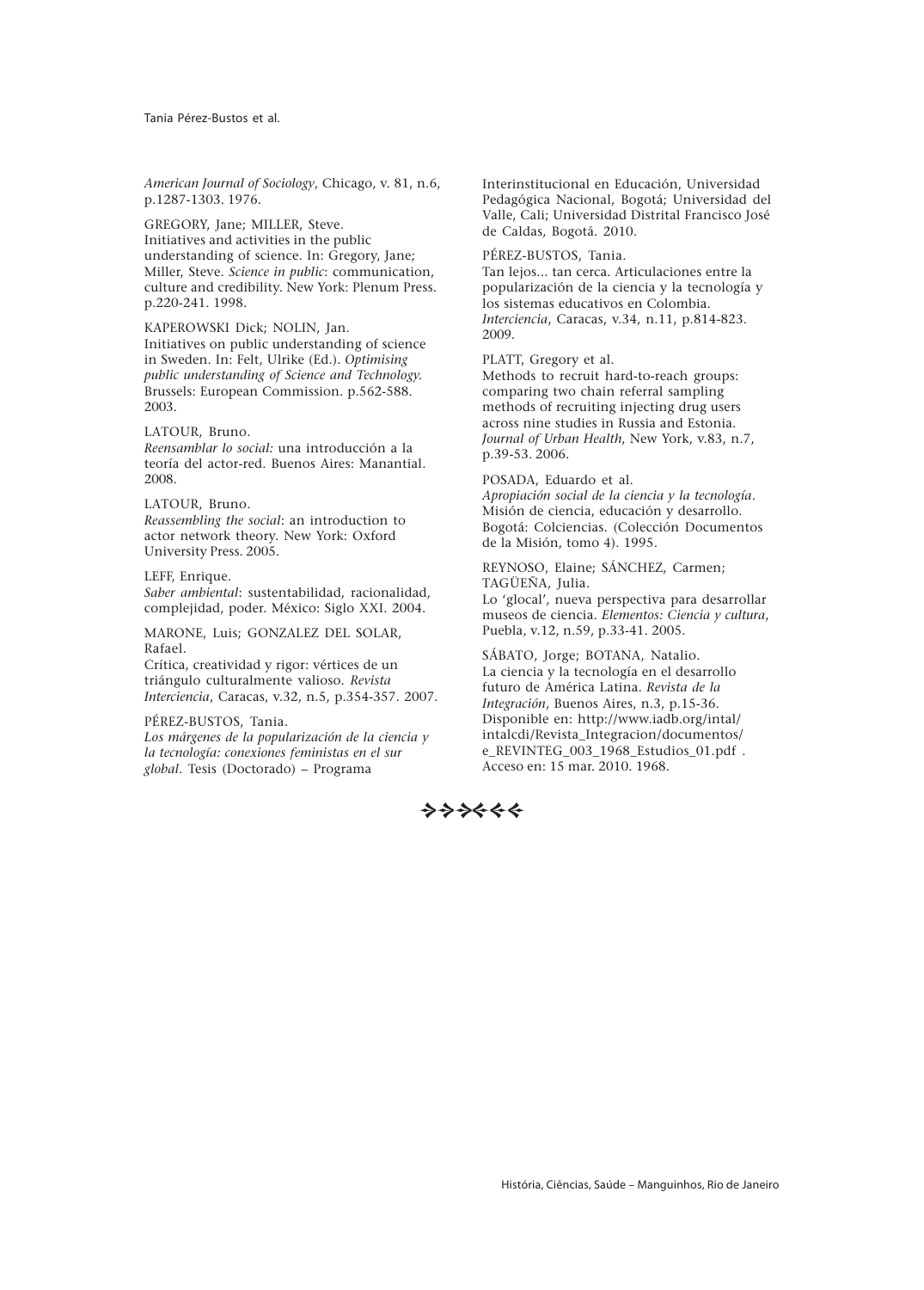*American Journal of Sociology*, Chicago, v. 81, n.6, p.1287-1303. 1976.

GREGORY, Jane; MILLER, Steve.
Initiatives and activities in the public understanding of science. In: Gregory, Jane; Miller, Steve. *Science in public*: communication, culture and credibility. New York: Plenum Press. p.220-241. 1998.

KAPEROWSKI Dick; NOLIN, Jan.
Initiatives on public understanding of science in Sweden. In: Felt, Ulrike (Ed.). *Optimising public understanding of Science and Technology.* Brussels: European Commission. p.562-588. 2003.

LATOUR, Bruno.
*Reensamblar lo social:* una introducción a la teoría del actor-red. Buenos Aires: Manantial. 2008.

LATOUR, Bruno.
*Reassembling the social*: an introduction to actor network theory. New York: Oxford University Press. 2005.

LEFF, Enrique.
*Saber ambiental*: sustentabilidad, racionalidad, complejidad, poder. México: Siglo XXI. 2004.

MARONE, Luis; GONZALEZ DEL SOLAR, Rafael.
Crítica, creatividad y rigor: vértices de un triángulo culturalmente valioso. *Revista Interciencia*, Caracas, v.32, n.5, p.354-357. 2007.

PÉREZ-BUSTOS, Tania.
*Los márgenes de la popularización de la ciencia y la tecnología: conexiones feministas en el sur global*. Tesis (Doctorado) – Programa Interinstitucional en Educación, Universidad Pedagógica Nacional, Bogotá; Universidad del Valle, Cali; Universidad Distrital Francisco José de Caldas, Bogotá. 2010.

PÉREZ-BUSTOS, Tania.
Tan lejos... tan cerca. Articulaciones entre la popularización de la ciencia y la tecnología y los sistemas educativos en Colombia. *Interciencia*, Caracas, v.34, n.11, p.814-823. 2009.

PLATT, Gregory et al.
Methods to recruit hard-to-reach groups: comparing two chain referral sampling methods of recruiting injecting drug users across nine studies in Russia and Estonia. *Journal of Urban Health*, New York, v.83, n.7, p.39-53. 2006.

POSADA, Eduardo et al.
*Apropiación social de la ciencia y la tecnología*. Misión de ciencia, educación y desarrollo. Bogotá: Colciencias. (Colección Documentos de la Misión, tomo 4). 1995.

REYNOSO, Elaine; SÁNCHEZ, Carmen; TAGÜEÑA, Julia.
Lo 'glocal', nueva perspectiva para desarrollar museos de ciencia. *Elementos: Ciencia y cultura*, Puebla, v.12, n.59, p.33-41. 2005.

SÁBATO, Jorge; BOTANA, Natalio.
La ciencia y la tecnología en el desarrollo futuro de América Latina. *Revista de la Integración*, Buenos Aires, n.3, p.15-36. Disponible en: http://www.iadb.org/intal/intalcdi/Revista_Integracion/documentos/e_REVINTEG_003_1968_Estudios_01.pdf . Acceso en: 15 mar. 2010. 1968.